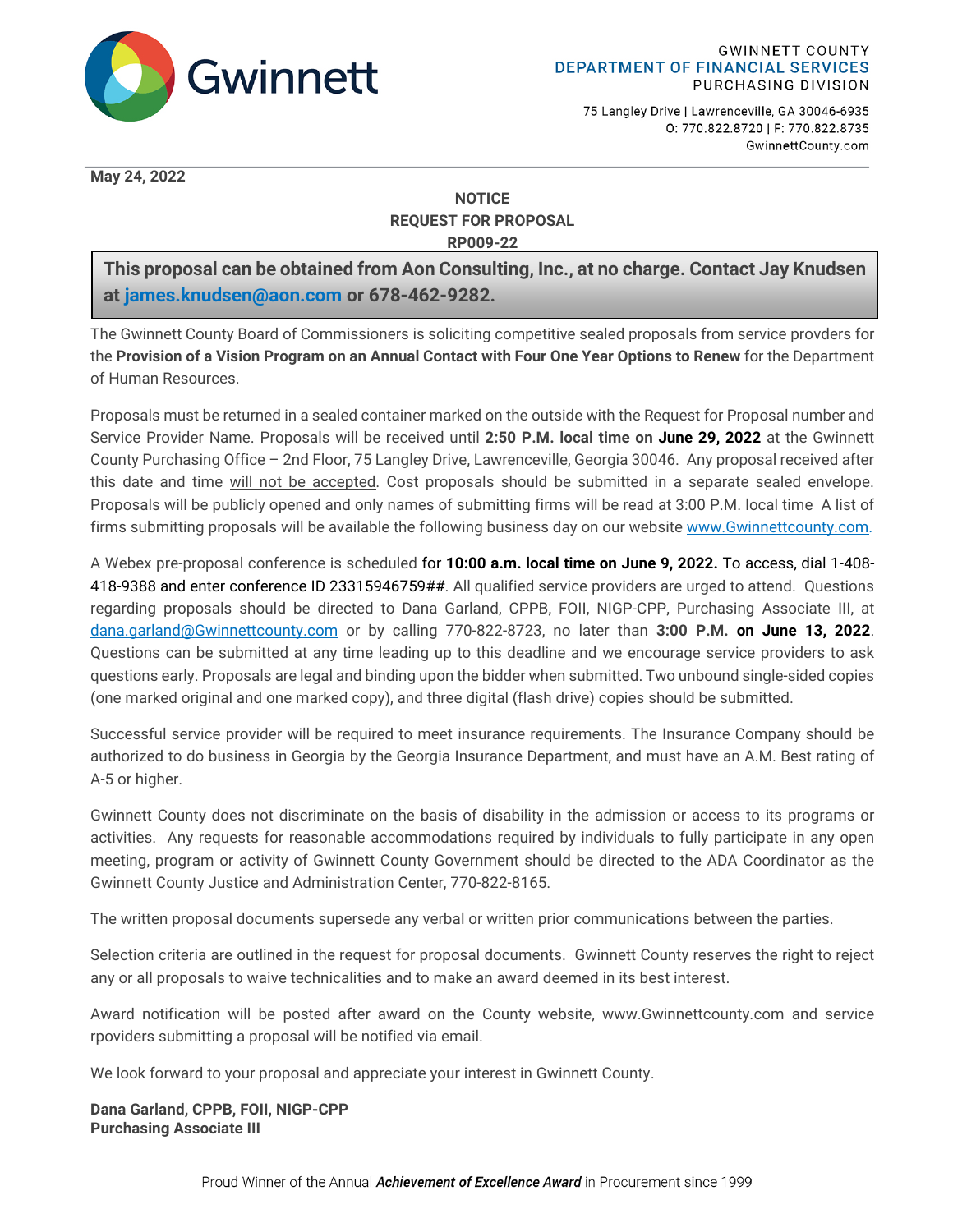GWINNETT COUNTY
**DEPARTMENT OF FINANCIAL SERVICES**
PURCHASING DIVISION

75 Langley Drive | Lawrenceville, GA 30046-6935
O: 770.822.8720 | F: 770.822.8735
GwinnettCounty.com

**May 24, 2022**

**NOTICE**
**REQUEST FOR PROPOSAL**
**RP009-22**

> **This proposal can be obtained from Aon Consulting, Inc., at no charge. Contact Jay Knudsen at james.knudsen@aon.com or 678-462-9282.**

The Gwinnett County Board of Commissioners is soliciting competitive sealed proposals from service provders for the **Provision of a Vision Program on an Annual Contact with Four One Year Options to Renew** for the Department of Human Resources.

Proposals must be returned in a sealed container marked on the outside with the Request for Proposal number and Service Provider Name. Proposals will be received until **2:50 P.M. local time on June 29, 2022** at the Gwinnett County Purchasing Office – 2nd Floor, 75 Langley Drive, Lawrenceville, Georgia 30046. Any proposal received after this date and time will not be accepted. Cost proposals should be submitted in a separate sealed envelope. Proposals will be publicly opened and only names of submitting firms will be read at 3:00 P.M. local time A list of firms submitting proposals will be available the following business day on our website www.Gwinnettcounty.com.

A Webex pre-proposal conference is scheduled for **10:00 a.m. local time on June 9, 2022.** To access, dial 1-408-418-9388 and enter conference ID 23315946759##. All qualified service providers are urged to attend. Questions regarding proposals should be directed to Dana Garland, CPPB, FOII, NIGP-CPP, Purchasing Associate III, at dana.garland@Gwinnettcounty.com or by calling 770-822-8723, no later than **3:00 P.M. on June 13, 2022**. Questions can be submitted at any time leading up to this deadline and we encourage service providers to ask questions early. Proposals are legal and binding upon the bidder when submitted. Two unbound single-sided copies (one marked original and one marked copy), and three digital (flash drive) copies should be submitted.

Successful service provider will be required to meet insurance requirements. The Insurance Company should be authorized to do business in Georgia by the Georgia Insurance Department, and must have an A.M. Best rating of A-5 or higher.

Gwinnett County does not discriminate on the basis of disability in the admission or access to its programs or activities. Any requests for reasonable accommodations required by individuals to fully participate in any open meeting, program or activity of Gwinnett County Government should be directed to the ADA Coordinator as the Gwinnett County Justice and Administration Center, 770-822-8165.

The written proposal documents supersede any verbal or written prior communications between the parties.

Selection criteria are outlined in the request for proposal documents. Gwinnett County reserves the right to reject any or all proposals to waive technicalities and to make an award deemed in its best interest.

Award notification will be posted after award on the County website, www.Gwinnettcounty.com and service rpoviders submitting a proposal will be notified via email.

We look forward to your proposal and appreciate your interest in Gwinnett County.

**Dana Garland, CPPB, FOII, NIGP-CPP**
**Purchasing Associate III**

Proud Winner of the Annual ***Achievement of Excellence Award*** in Procurement since 1999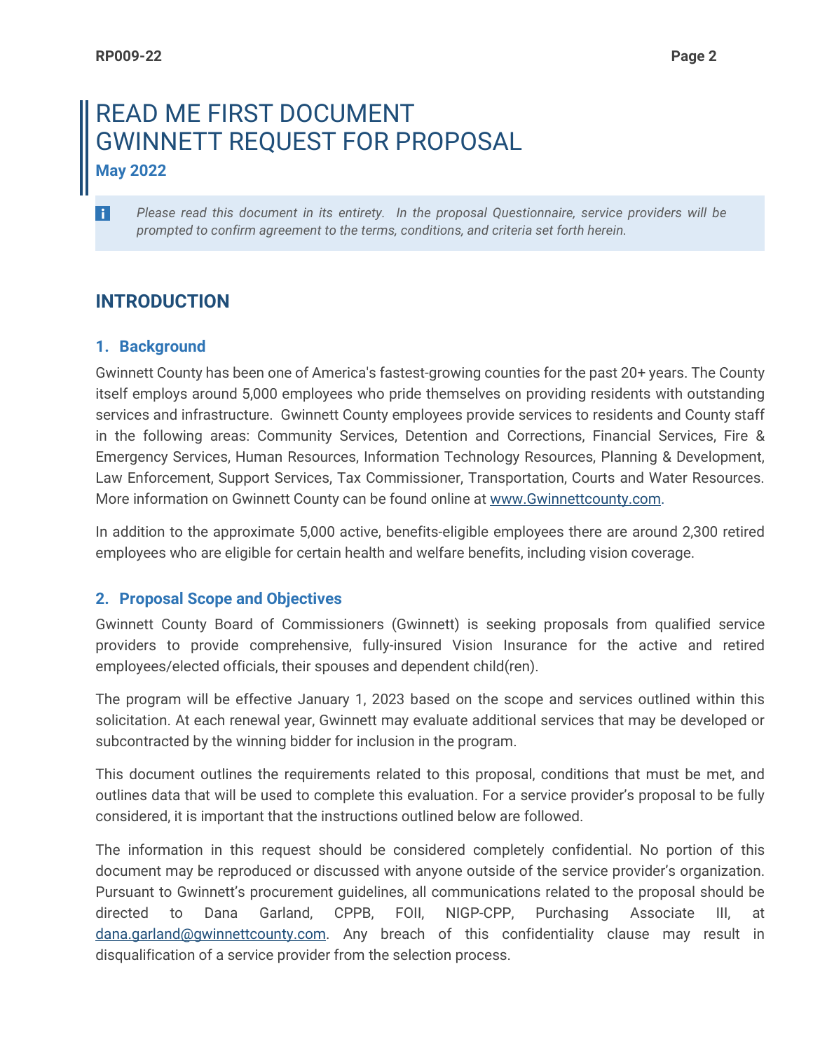# READ ME FIRST DOCUMENT
# GWINNETT REQUEST FOR PROPOSAL

**May 2022**

> *Please read this document in its entirety. In the proposal Questionnaire, service providers will be prompted to confirm agreement to the terms, conditions, and criteria set forth herein.*

## INTRODUCTION

### 1. Background

Gwinnett County has been one of America's fastest-growing counties for the past 20+ years. The County itself employs around 5,000 employees who pride themselves on providing residents with outstanding services and infrastructure. Gwinnett County employees provide services to residents and County staff in the following areas: Community Services, Detention and Corrections, Financial Services, Fire & Emergency Services, Human Resources, Information Technology Resources, Planning & Development, Law Enforcement, Support Services, Tax Commissioner, Transportation, Courts and Water Resources. More information on Gwinnett County can be found online at www.Gwinnettcounty.com.

In addition to the approximate 5,000 active, benefits-eligible employees there are around 2,300 retired employees who are eligible for certain health and welfare benefits, including vision coverage.

### 2. Proposal Scope and Objectives

Gwinnett County Board of Commissioners (Gwinnett) is seeking proposals from qualified service providers to provide comprehensive, fully-insured Vision Insurance for the active and retired employees/elected officials, their spouses and dependent child(ren).

The program will be effective January 1, 2023 based on the scope and services outlined within this solicitation. At each renewal year, Gwinnett may evaluate additional services that may be developed or subcontracted by the winning bidder for inclusion in the program.

This document outlines the requirements related to this proposal, conditions that must be met, and outlines data that will be used to complete this evaluation. For a service provider's proposal to be fully considered, it is important that the instructions outlined below are followed.

The information in this request should be considered completely confidential. No portion of this document may be reproduced or discussed with anyone outside of the service provider's organization. Pursuant to Gwinnett's procurement guidelines, all communications related to the proposal should be directed to Dana Garland, CPPB, FOII, NIGP-CPP, Purchasing Associate III, at dana.garland@gwinnettcounty.com. Any breach of this confidentiality clause may result in disqualification of a service provider from the selection process.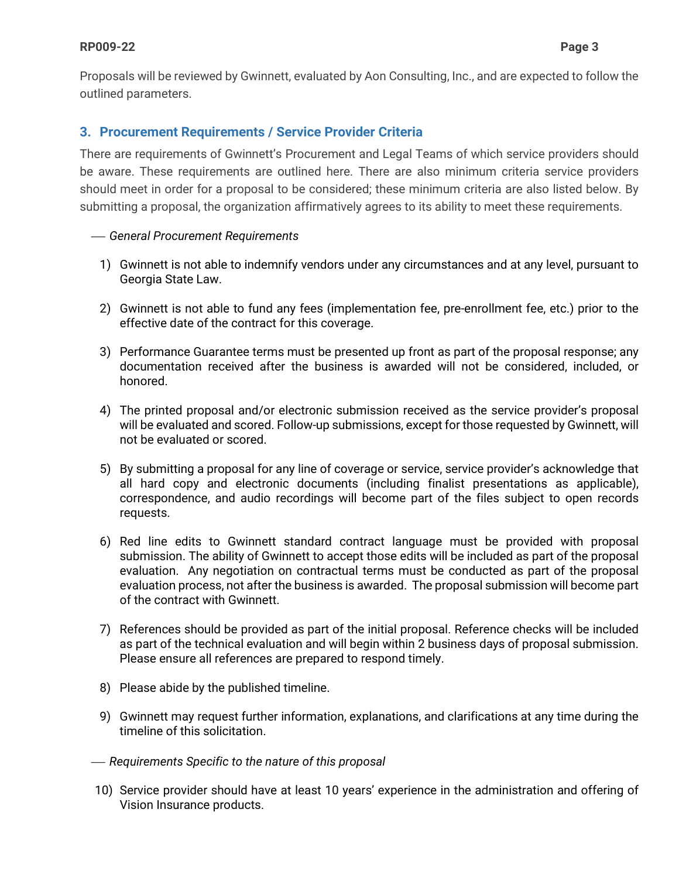Proposals will be reviewed by Gwinnett, evaluated by Aon Consulting, Inc., and are expected to follow the outlined parameters.

## 3. Procurement Requirements / Service Provider Criteria

There are requirements of Gwinnett's Procurement and Legal Teams of which service providers should be aware. These requirements are outlined here. There are also minimum criteria service providers should meet in order for a proposal to be considered; these minimum criteria are also listed below. By submitting a proposal, the organization affirmatively agrees to its ability to meet these requirements.

— *General Procurement Requirements*

1) Gwinnett is not able to indemnify vendors under any circumstances and at any level, pursuant to Georgia State Law.

2) Gwinnett is not able to fund any fees (implementation fee, pre-enrollment fee, etc.) prior to the effective date of the contract for this coverage.

3) Performance Guarantee terms must be presented up front as part of the proposal response; any documentation received after the business is awarded will not be considered, included, or honored.

4) The printed proposal and/or electronic submission received as the service provider's proposal will be evaluated and scored. Follow-up submissions, except for those requested by Gwinnett, will not be evaluated or scored.

5) By submitting a proposal for any line of coverage or service, service provider's acknowledge that all hard copy and electronic documents (including finalist presentations as applicable), correspondence, and audio recordings will become part of the files subject to open records requests.

6) Red line edits to Gwinnett standard contract language must be provided with proposal submission. The ability of Gwinnett to accept those edits will be included as part of the proposal evaluation. Any negotiation on contractual terms must be conducted as part of the proposal evaluation process, not after the business is awarded. The proposal submission will become part of the contract with Gwinnett.

7) References should be provided as part of the initial proposal. Reference checks will be included as part of the technical evaluation and will begin within 2 business days of proposal submission. Please ensure all references are prepared to respond timely.

8) Please abide by the published timeline.

9) Gwinnett may request further information, explanations, and clarifications at any time during the timeline of this solicitation.

— *Requirements Specific to the nature of this proposal*

10) Service provider should have at least 10 years' experience in the administration and offering of Vision Insurance products.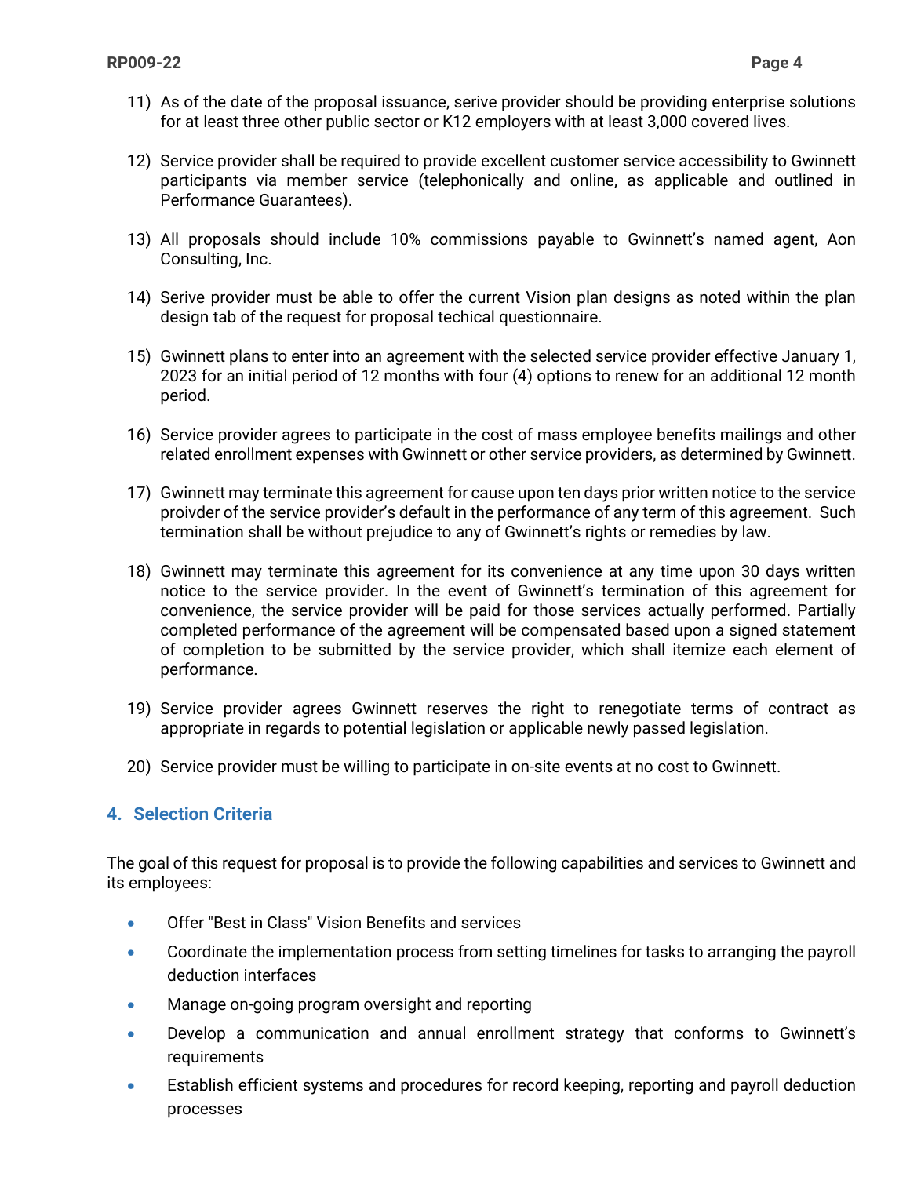11) As of the date of the proposal issuance, serive provider should be providing enterprise solutions for at least three other public sector or K12 employers with at least 3,000 covered lives.

12) Service provider shall be required to provide excellent customer service accessibility to Gwinnett participants via member service (telephonically and online, as applicable and outlined in Performance Guarantees).

13) All proposals should include 10% commissions payable to Gwinnett's named agent, Aon Consulting, Inc.

14) Serive provider must be able to offer the current Vision plan designs as noted within the plan design tab of the request for proposal techical questionnaire.

15) Gwinnett plans to enter into an agreement with the selected service provider effective January 1, 2023 for an initial period of 12 months with four (4) options to renew for an additional 12 month period.

16) Service provider agrees to participate in the cost of mass employee benefits mailings and other related enrollment expenses with Gwinnett or other service providers, as determined by Gwinnett.

17) Gwinnett may terminate this agreement for cause upon ten days prior written notice to the service proivder of the service provider's default in the performance of any term of this agreement. Such termination shall be without prejudice to any of Gwinnett's rights or remedies by law.

18) Gwinnett may terminate this agreement for its convenience at any time upon 30 days written notice to the service provider. In the event of Gwinnett's termination of this agreement for convenience, the service provider will be paid for those services actually performed. Partially completed performance of the agreement will be compensated based upon a signed statement of completion to be submitted by the service provider, which shall itemize each element of performance.

19) Service provider agrees Gwinnett reserves the right to renegotiate terms of contract as appropriate in regards to potential legislation or applicable newly passed legislation.

20) Service provider must be willing to participate in on-site events at no cost to Gwinnett.

## 4. Selection Criteria

The goal of this request for proposal is to provide the following capabilities and services to Gwinnett and its employees:

- Offer "Best in Class" Vision Benefits and services
- Coordinate the implementation process from setting timelines for tasks to arranging the payroll deduction interfaces
- Manage on-going program oversight and reporting
- Develop a communication and annual enrollment strategy that conforms to Gwinnett's requirements
- Establish efficient systems and procedures for record keeping, reporting and payroll deduction processes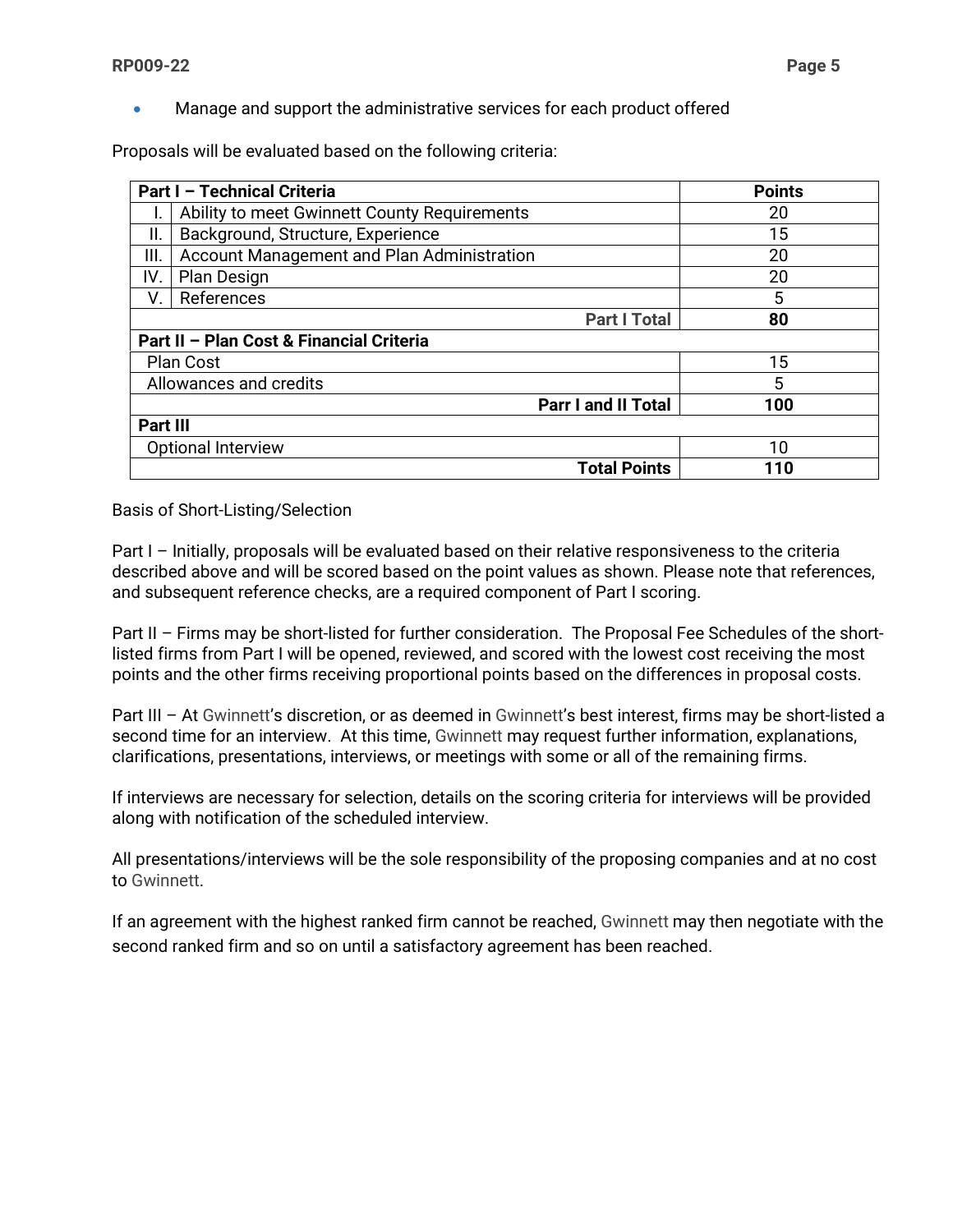- Manage and support the administrative services for each product offered

Proposals will be evaluated based on the following criteria:

| Part I – Technical Criteria | | Points |
|---|---|---|
| I. | Ability to meet Gwinnett County Requirements | 20 |
| II. | Background, Structure, Experience | 15 |
| III. | Account Management and Plan Administration | 20 |
| IV. | Plan Design | 20 |
| V. | References | 5 |
| | **Part I Total** | **80** |
| **Part II – Plan Cost & Financial Criteria** | | |
| Plan Cost | | 15 |
| Allowances and credits | | 5 |
| | **Parr I and II Total** | **100** |
| **Part III** | | |
| Optional Interview | | 10 |
| | **Total Points** | **110** |

Basis of Short-Listing/Selection

Part I – Initially, proposals will be evaluated based on their relative responsiveness to the criteria described above and will be scored based on the point values as shown. Please note that references, and subsequent reference checks, are a required component of Part I scoring.

Part II – Firms may be short-listed for further consideration. The Proposal Fee Schedules of the short-listed firms from Part I will be opened, reviewed, and scored with the lowest cost receiving the most points and the other firms receiving proportional points based on the differences in proposal costs.

Part III – At Gwinnett's discretion, or as deemed in Gwinnett's best interest, firms may be short-listed a second time for an interview. At this time, Gwinnett may request further information, explanations, clarifications, presentations, interviews, or meetings with some or all of the remaining firms.

If interviews are necessary for selection, details on the scoring criteria for interviews will be provided along with notification of the scheduled interview.

All presentations/interviews will be the sole responsibility of the proposing companies and at no cost to Gwinnett.

If an agreement with the highest ranked firm cannot be reached, Gwinnett may then negotiate with the second ranked firm and so on until a satisfactory agreement has been reached.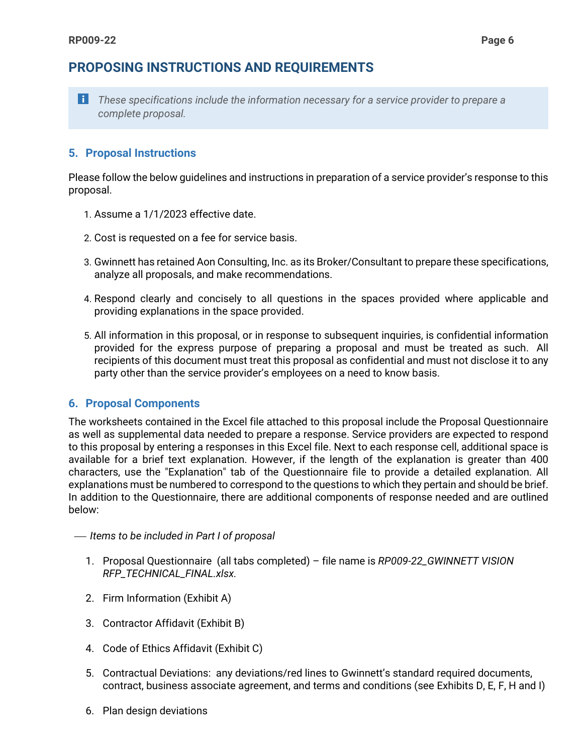## PROPOSING INSTRUCTIONS AND REQUIREMENTS

> *These specifications include the information necessary for a service provider to prepare a complete proposal.*

### 5. Proposal Instructions

Please follow the below guidelines and instructions in preparation of a service provider's response to this proposal.

1. Assume a 1/1/2023 effective date.
2. Cost is requested on a fee for service basis.
3. Gwinnett has retained Aon Consulting, Inc. as its Broker/Consultant to prepare these specifications, analyze all proposals, and make recommendations.
4. Respond clearly and concisely to all questions in the spaces provided where applicable and providing explanations in the space provided.
5. All information in this proposal, or in response to subsequent inquiries, is confidential information provided for the express purpose of preparing a proposal and must be treated as such. All recipients of this document must treat this proposal as confidential and must not disclose it to any party other than the service provider's employees on a need to know basis.

### 6. Proposal Components

The worksheets contained in the Excel file attached to this proposal include the Proposal Questionnaire as well as supplemental data needed to prepare a response. Service providers are expected to respond to this proposal by entering a responses in this Excel file. Next to each response cell, additional space is available for a brief text explanation. However, if the length of the explanation is greater than 400 characters, use the "Explanation" tab of the Questionnaire file to provide a detailed explanation. All explanations must be numbered to correspond to the questions to which they pertain and should be brief. In addition to the Questionnaire, there are additional components of response needed and are outlined below:

— *Items to be included in Part I of proposal*

1. Proposal Questionnaire (all tabs completed) – file name is *RP009-22_GWINNETT VISION RFP_TECHNICAL_FINAL.xlsx*.
2. Firm Information (Exhibit A)
3. Contractor Affidavit (Exhibit B)
4. Code of Ethics Affidavit (Exhibit C)
5. Contractual Deviations: any deviations/red lines to Gwinnett's standard required documents, contract, business associate agreement, and terms and conditions (see Exhibits D, E, F, H and I)
6. Plan design deviations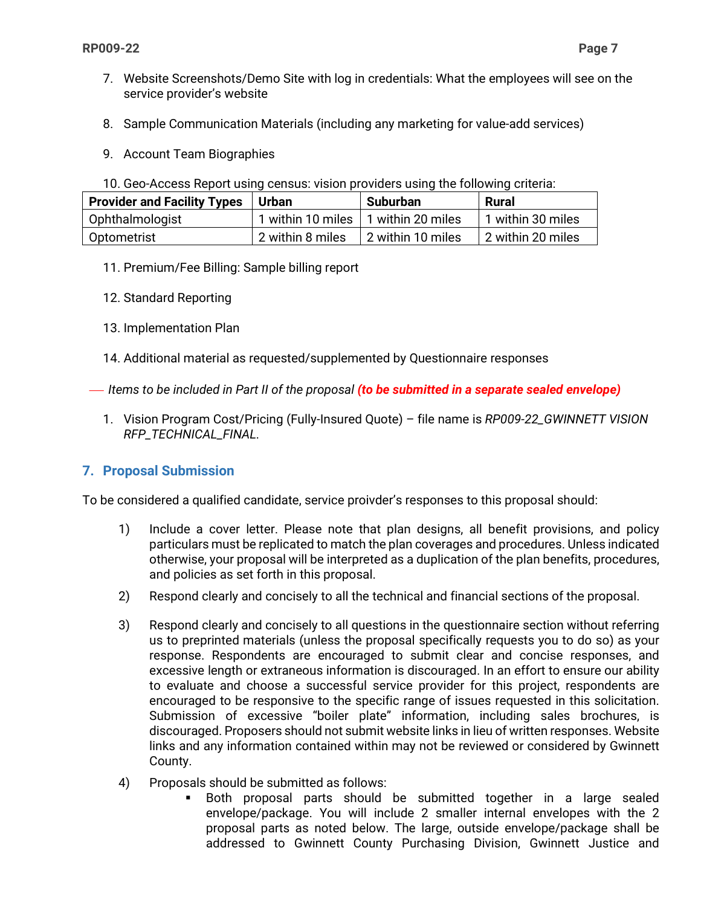7. Website Screenshots/Demo Site with log in credentials: What the employees will see on the service provider's website

8. Sample Communication Materials (including any marketing for value-add services)

9. Account Team Biographies

10. Geo-Access Report using census: vision providers using the following criteria:

| Provider and Facility Types | Urban | Suburban | Rural |
|---|---|---|---|
| Ophthalmologist | 1 within 10 miles | 1 within 20 miles | 1 within 30 miles |
| Optometrist | 2 within 8 miles | 2 within 10 miles | 2 within 20 miles |

11. Premium/Fee Billing: Sample billing report

12. Standard Reporting

13. Implementation Plan

14. Additional material as requested/supplemented by Questionnaire responses

— *Items to be included in Part II of the proposal* ***(to be submitted in a separate sealed envelope)***

1. Vision Program Cost/Pricing (Fully-Insured Quote) – file name is *RP009-22_GWINNETT VISION RFP_TECHNICAL_FINAL*.

## 7. Proposal Submission

To be considered a qualified candidate, service proivder's responses to this proposal should:

1) Include a cover letter. Please note that plan designs, all benefit provisions, and policy particulars must be replicated to match the plan coverages and procedures. Unless indicated otherwise, your proposal will be interpreted as a duplication of the plan benefits, procedures, and policies as set forth in this proposal.

2) Respond clearly and concisely to all the technical and financial sections of the proposal.

3) Respond clearly and concisely to all questions in the questionnaire section without referring us to preprinted materials (unless the proposal specifically requests you to do so) as your response. Respondents are encouraged to submit clear and concise responses, and excessive length or extraneous information is discouraged. In an effort to ensure our ability to evaluate and choose a successful service provider for this project, respondents are encouraged to be responsive to the specific range of issues requested in this solicitation. Submission of excessive "boiler plate" information, including sales brochures, is discouraged. Proposers should not submit website links in lieu of written responses. Website links and any information contained within may not be reviewed or considered by Gwinnett County.

4) Proposals should be submitted as follows:
   - Both proposal parts should be submitted together in a large sealed envelope/package. You will include 2 smaller internal envelopes with the 2 proposal parts as noted below. The large, outside envelope/package shall be addressed to Gwinnett County Purchasing Division, Gwinnett Justice and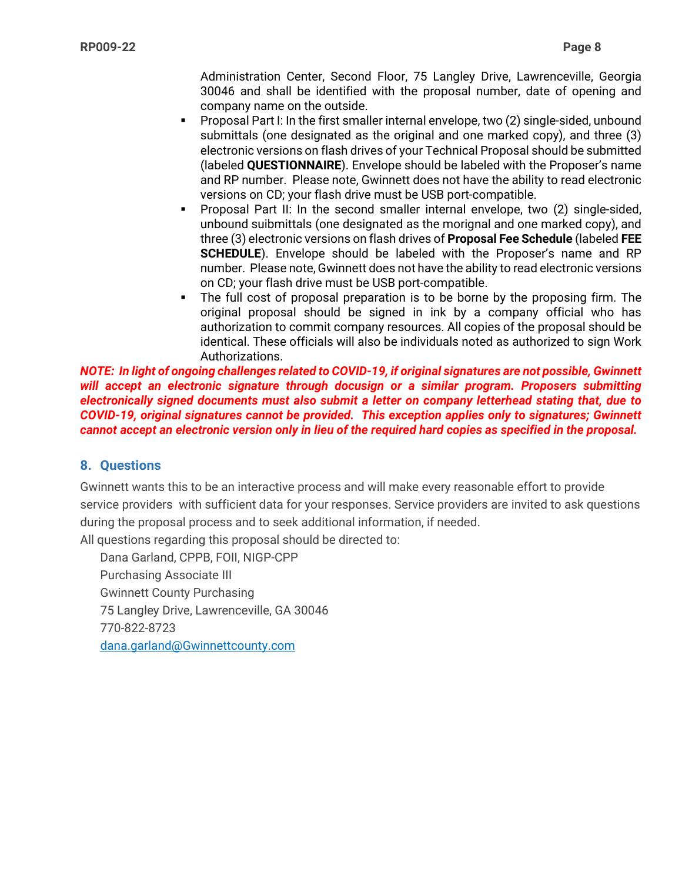Administration Center, Second Floor, 75 Langley Drive, Lawrenceville, Georgia 30046 and shall be identified with the proposal number, date of opening and company name on the outside.

- Proposal Part I: In the first smaller internal envelope, two (2) single-sided, unbound submittals (one designated as the original and one marked copy), and three (3) electronic versions on flash drives of your Technical Proposal should be submitted (labeled **QUESTIONNAIRE**). Envelope should be labeled with the Proposer's name and RP number. Please note, Gwinnett does not have the ability to read electronic versions on CD; your flash drive must be USB port-compatible.
- Proposal Part II: In the second smaller internal envelope, two (2) single-sided, unbound suibmittals (one designated as the morignal and one marked copy), and three (3) electronic versions on flash drives of **Proposal Fee Schedule** (labeled **FEE SCHEDULE**). Envelope should be labeled with the Proposer's name and RP number. Please note, Gwinnett does not have the ability to read electronic versions on CD; your flash drive must be USB port-compatible.
- The full cost of proposal preparation is to be borne by the proposing firm. The original proposal should be signed in ink by a company official who has authorization to commit company resources. All copies of the proposal should be identical. These officials will also be individuals noted as authorized to sign Work Authorizations.

***NOTE: In light of ongoing challenges related to COVID-19, if original signatures are not possible, Gwinnett will accept an electronic signature through docusign or a similar program. Proposers submitting electronically signed documents must also submit a letter on company letterhead stating that, due to COVID-19, original signatures cannot be provided. This exception applies only to signatures; Gwinnett cannot accept an electronic version only in lieu of the required hard copies as specified in the proposal.***

## 8. Questions

Gwinnett wants this to be an interactive process and will make every reasonable effort to provide service providers with sufficient data for your responses. Service providers are invited to ask questions during the proposal process and to seek additional information, if needed.

All questions regarding this proposal should be directed to:

Dana Garland, CPPB, FOII, NIGP-CPP
Purchasing Associate III
Gwinnett County Purchasing
75 Langley Drive, Lawrenceville, GA 30046
770-822-8723
dana.garland@Gwinnettcounty.com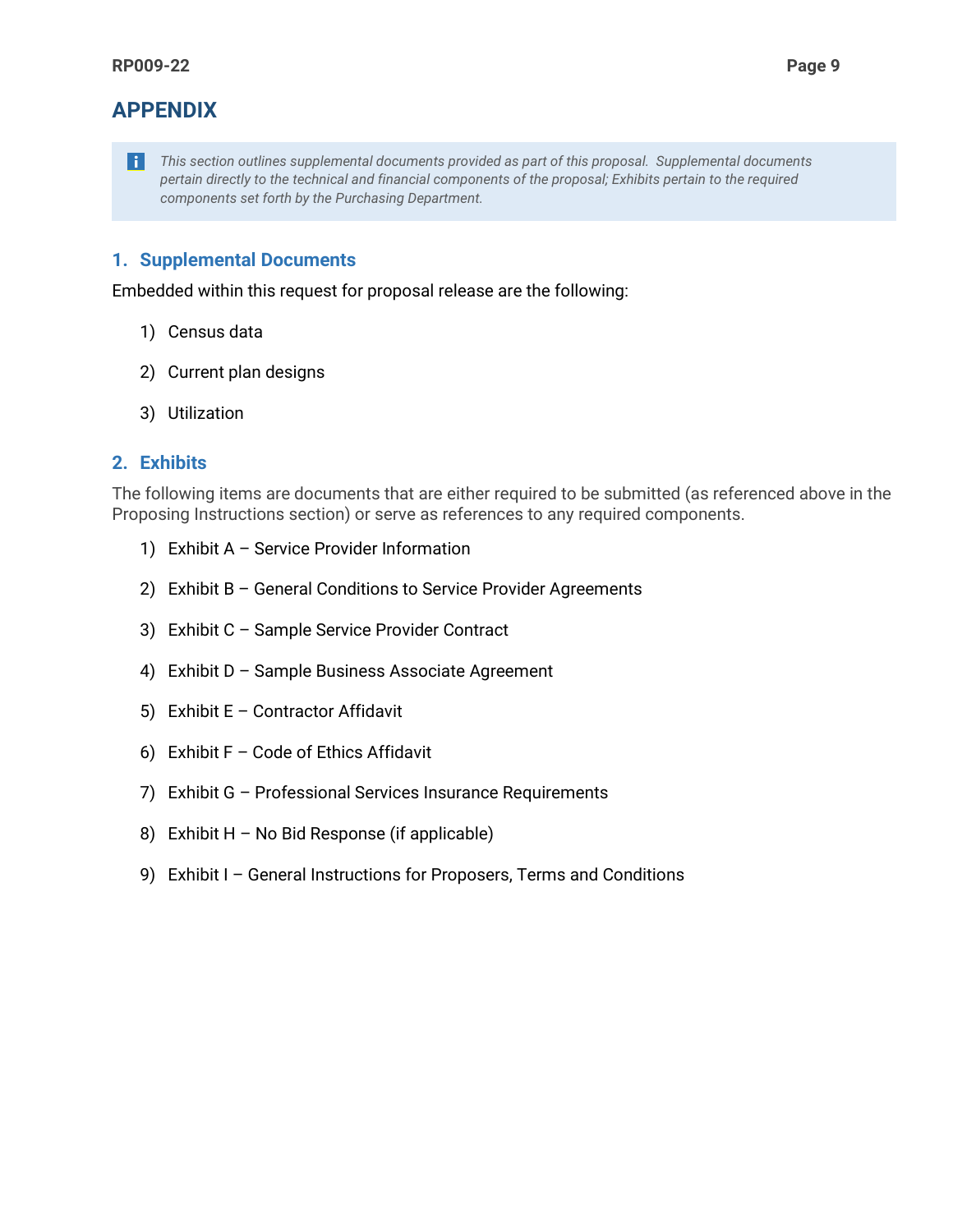# APPENDIX

> *This section outlines supplemental documents provided as part of this proposal. Supplemental documents pertain directly to the technical and financial components of the proposal; Exhibits pertain to the required components set forth by the Purchasing Department.*

## 1. Supplemental Documents

Embedded within this request for proposal release are the following:

1) Census data
2) Current plan designs
3) Utilization

## 2. Exhibits

The following items are documents that are either required to be submitted (as referenced above in the Proposing Instructions section) or serve as references to any required components.

1) Exhibit A – Service Provider Information
2) Exhibit B – General Conditions to Service Provider Agreements
3) Exhibit C – Sample Service Provider Contract
4) Exhibit D – Sample Business Associate Agreement
5) Exhibit E – Contractor Affidavit
6) Exhibit F – Code of Ethics Affidavit
7) Exhibit G – Professional Services Insurance Requirements
8) Exhibit H – No Bid Response (if applicable)
9) Exhibit I – General Instructions for Proposers, Terms and Conditions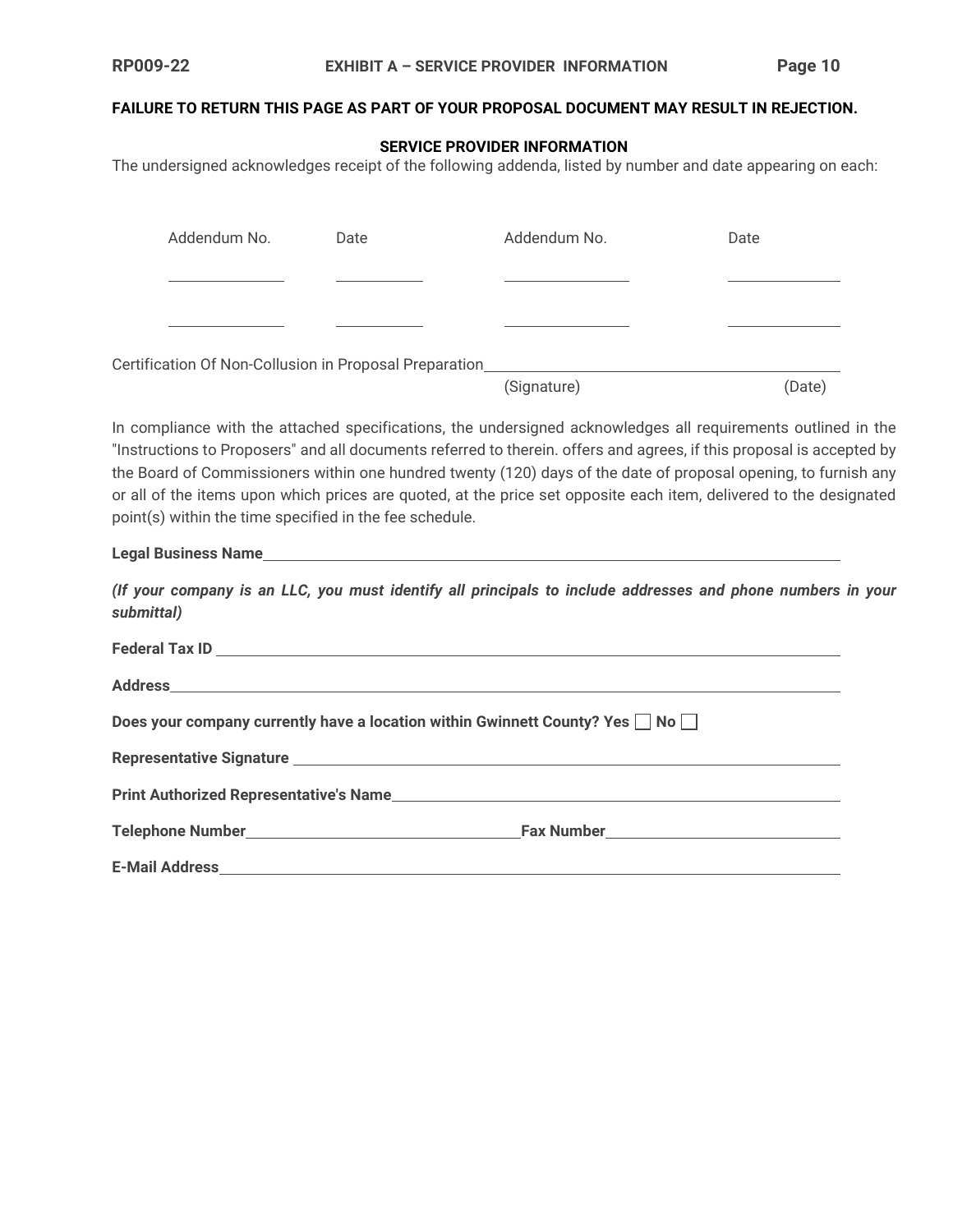**FAILURE TO RETURN THIS PAGE AS PART OF YOUR PROPOSAL DOCUMENT MAY RESULT IN REJECTION.**

## SERVICE PROVIDER INFORMATION

The undersigned acknowledges receipt of the following addenda, listed by number and date appearing on each:

| Addendum No. | Date | Addendum No. | Date |
|---|---|---|---|
| ______________ | ___________ | _______________ | ______________ |
| ______________ | ___________ | _______________ | ______________ |

Certification Of Non-Collusion in Proposal Preparation______________________________________

(Signature) (Date)

In compliance with the attached specifications, the undersigned acknowledges all requirements outlined in the "Instructions to Proposers" and all documents referred to therein. offers and agrees, if this proposal is accepted by the Board of Commissioners within one hundred twenty (120) days of the date of proposal opening, to furnish any or all of the items upon which prices are quoted, at the price set opposite each item, delivered to the designated point(s) within the time specified in the fee schedule.

**Legal Business Name**______________________________________________________________

***(If your company is an LLC, you must identify all principals to include addresses and phone numbers in your submittal)***

**Federal Tax ID** ______________________________________________________________

**Address**______________________________________________________________

**Does your company currently have a location within Gwinnett County? Yes ☐ No ☐**

**Representative Signature** ______________________________________________________________

**Print Authorized Representative's Name**______________________________________________

**Telephone Number**_____________________________ **Fax Number**_________________________

**E-Mail Address**______________________________________________________________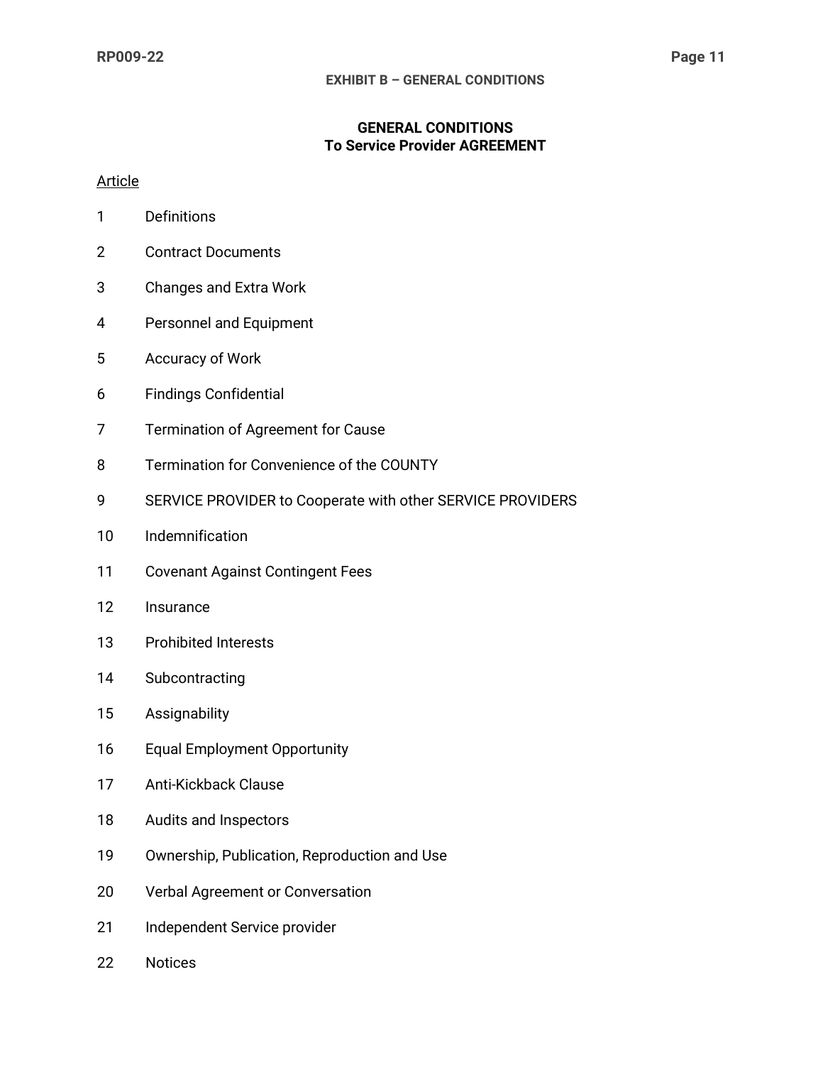## EXHIBIT B – GENERAL CONDITIONS

### GENERAL CONDITIONS
### To Service Provider AGREEMENT

Article

1 Definitions

2 Contract Documents

3 Changes and Extra Work

4 Personnel and Equipment

5 Accuracy of Work

6 Findings Confidential

7 Termination of Agreement for Cause

8 Termination for Convenience of the COUNTY

9 SERVICE PROVIDER to Cooperate with other SERVICE PROVIDERS

10 Indemnification

11 Covenant Against Contingent Fees

12 Insurance

13 Prohibited Interests

14 Subcontracting

15 Assignability

16 Equal Employment Opportunity

17 Anti-Kickback Clause

18 Audits and Inspectors

19 Ownership, Publication, Reproduction and Use

20 Verbal Agreement or Conversation

21 Independent Service provider

22 Notices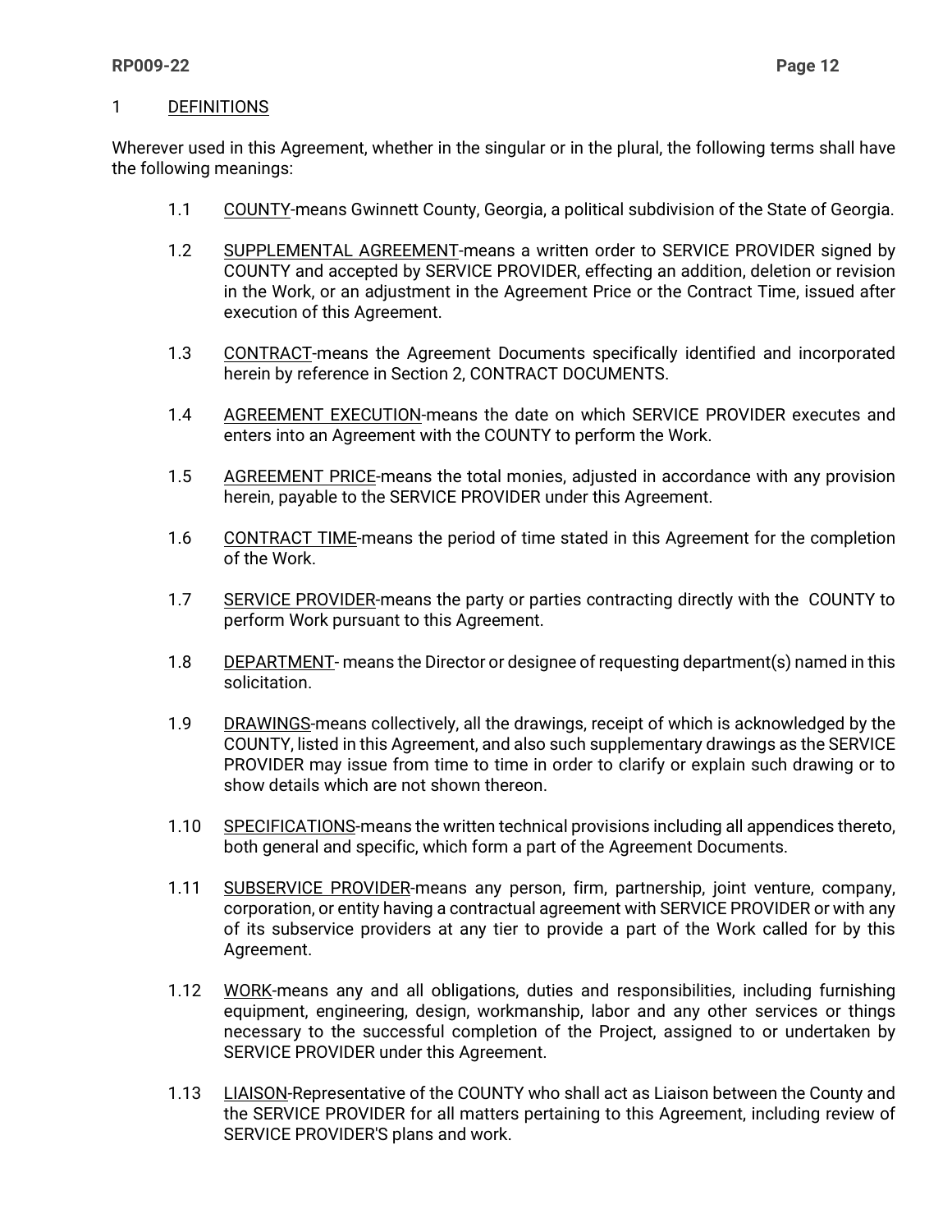## 1 DEFINITIONS

Wherever used in this Agreement, whether in the singular or in the plural, the following terms shall have the following meanings:

1.1 COUNTY-means Gwinnett County, Georgia, a political subdivision of the State of Georgia.

1.2 SUPPLEMENTAL AGREEMENT-means a written order to SERVICE PROVIDER signed by COUNTY and accepted by SERVICE PROVIDER, effecting an addition, deletion or revision in the Work, or an adjustment in the Agreement Price or the Contract Time, issued after execution of this Agreement.

1.3 CONTRACT-means the Agreement Documents specifically identified and incorporated herein by reference in Section 2, CONTRACT DOCUMENTS.

1.4 AGREEMENT EXECUTION-means the date on which SERVICE PROVIDER executes and enters into an Agreement with the COUNTY to perform the Work.

1.5 AGREEMENT PRICE-means the total monies, adjusted in accordance with any provision herein, payable to the SERVICE PROVIDER under this Agreement.

1.6 CONTRACT TIME-means the period of time stated in this Agreement for the completion of the Work.

1.7 SERVICE PROVIDER-means the party or parties contracting directly with the COUNTY to perform Work pursuant to this Agreement.

1.8 DEPARTMENT- means the Director or designee of requesting department(s) named in this solicitation.

1.9 DRAWINGS-means collectively, all the drawings, receipt of which is acknowledged by the COUNTY, listed in this Agreement, and also such supplementary drawings as the SERVICE PROVIDER may issue from time to time in order to clarify or explain such drawing or to show details which are not shown thereon.

1.10 SPECIFICATIONS-means the written technical provisions including all appendices thereto, both general and specific, which form a part of the Agreement Documents.

1.11 SUBSERVICE PROVIDER-means any person, firm, partnership, joint venture, company, corporation, or entity having a contractual agreement with SERVICE PROVIDER or with any of its subservice providers at any tier to provide a part of the Work called for by this Agreement.

1.12 WORK-means any and all obligations, duties and responsibilities, including furnishing equipment, engineering, design, workmanship, labor and any other services or things necessary to the successful completion of the Project, assigned to or undertaken by SERVICE PROVIDER under this Agreement.

1.13 LIAISON-Representative of the COUNTY who shall act as Liaison between the County and the SERVICE PROVIDER for all matters pertaining to this Agreement, including review of SERVICE PROVIDER'S plans and work.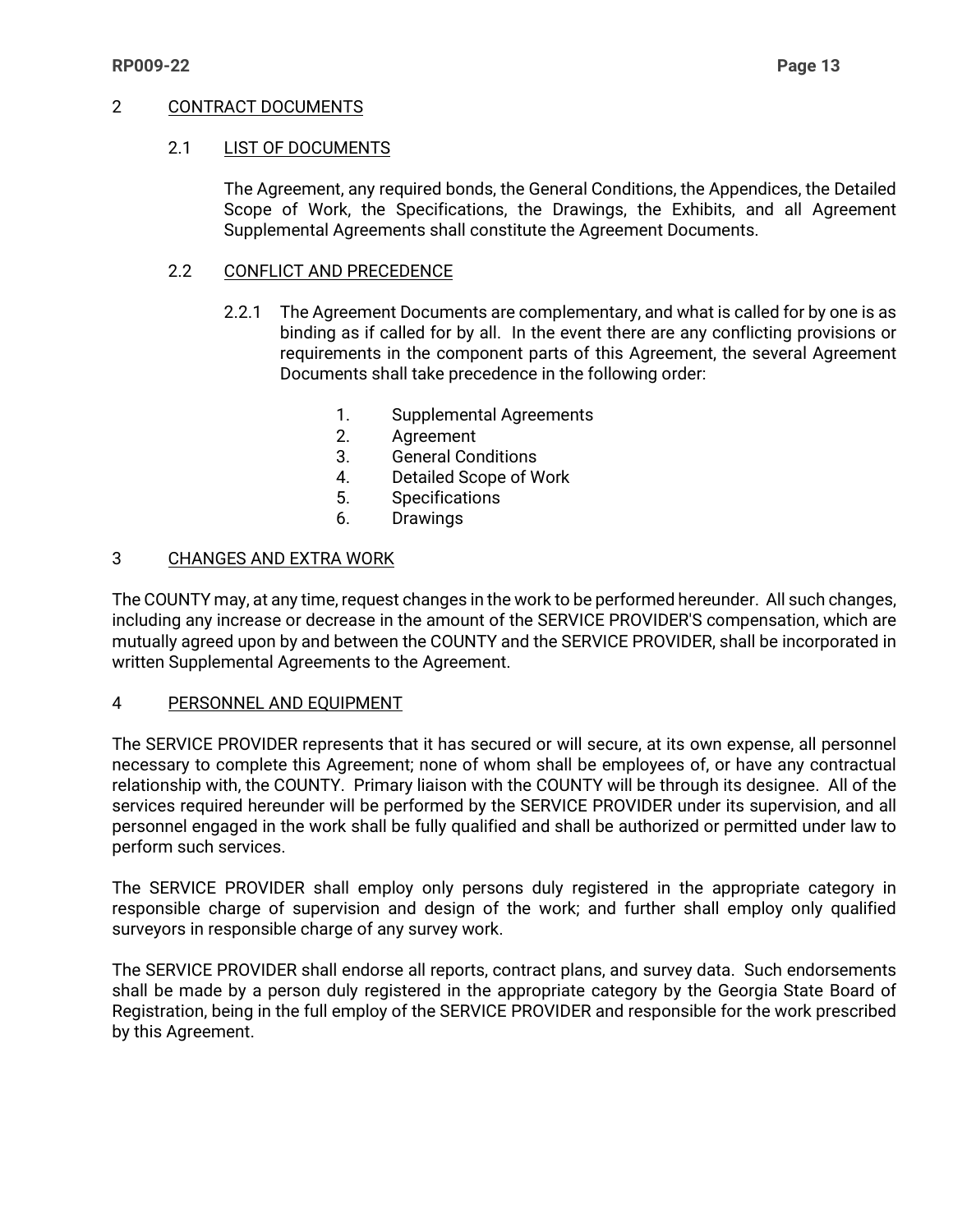## 2 CONTRACT DOCUMENTS

### 2.1 LIST OF DOCUMENTS

The Agreement, any required bonds, the General Conditions, the Appendices, the Detailed Scope of Work, the Specifications, the Drawings, the Exhibits, and all Agreement Supplemental Agreements shall constitute the Agreement Documents.

### 2.2 CONFLICT AND PRECEDENCE

2.2.1 The Agreement Documents are complementary, and what is called for by one is as binding as if called for by all. In the event there are any conflicting provisions or requirements in the component parts of this Agreement, the several Agreement Documents shall take precedence in the following order:

1. Supplemental Agreements
2. Agreement
3. General Conditions
4. Detailed Scope of Work
5. Specifications
6. Drawings

## 3 CHANGES AND EXTRA WORK

The COUNTY may, at any time, request changes in the work to be performed hereunder. All such changes, including any increase or decrease in the amount of the SERVICE PROVIDER'S compensation, which are mutually agreed upon by and between the COUNTY and the SERVICE PROVIDER, shall be incorporated in written Supplemental Agreements to the Agreement.

## 4 PERSONNEL AND EQUIPMENT

The SERVICE PROVIDER represents that it has secured or will secure, at its own expense, all personnel necessary to complete this Agreement; none of whom shall be employees of, or have any contractual relationship with, the COUNTY. Primary liaison with the COUNTY will be through its designee. All of the services required hereunder will be performed by the SERVICE PROVIDER under its supervision, and all personnel engaged in the work shall be fully qualified and shall be authorized or permitted under law to perform such services.

The SERVICE PROVIDER shall employ only persons duly registered in the appropriate category in responsible charge of supervision and design of the work; and further shall employ only qualified surveyors in responsible charge of any survey work.

The SERVICE PROVIDER shall endorse all reports, contract plans, and survey data. Such endorsements shall be made by a person duly registered in the appropriate category by the Georgia State Board of Registration, being in the full employ of the SERVICE PROVIDER and responsible for the work prescribed by this Agreement.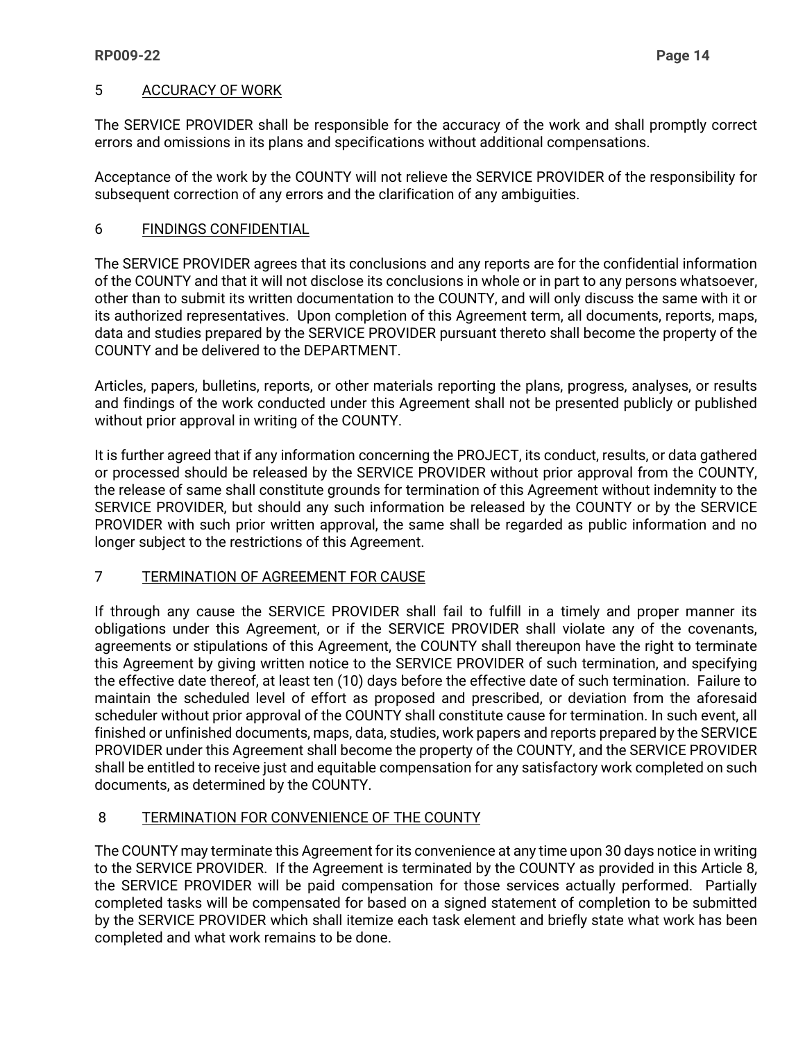## 5 ACCURACY OF WORK

The SERVICE PROVIDER shall be responsible for the accuracy of the work and shall promptly correct errors and omissions in its plans and specifications without additional compensations.

Acceptance of the work by the COUNTY will not relieve the SERVICE PROVIDER of the responsibility for subsequent correction of any errors and the clarification of any ambiguities.

## 6 FINDINGS CONFIDENTIAL

The SERVICE PROVIDER agrees that its conclusions and any reports are for the confidential information of the COUNTY and that it will not disclose its conclusions in whole or in part to any persons whatsoever, other than to submit its written documentation to the COUNTY, and will only discuss the same with it or its authorized representatives. Upon completion of this Agreement term, all documents, reports, maps, data and studies prepared by the SERVICE PROVIDER pursuant thereto shall become the property of the COUNTY and be delivered to the DEPARTMENT.

Articles, papers, bulletins, reports, or other materials reporting the plans, progress, analyses, or results and findings of the work conducted under this Agreement shall not be presented publicly or published without prior approval in writing of the COUNTY.

It is further agreed that if any information concerning the PROJECT, its conduct, results, or data gathered or processed should be released by the SERVICE PROVIDER without prior approval from the COUNTY, the release of same shall constitute grounds for termination of this Agreement without indemnity to the SERVICE PROVIDER, but should any such information be released by the COUNTY or by the SERVICE PROVIDER with such prior written approval, the same shall be regarded as public information and no longer subject to the restrictions of this Agreement.

## 7 TERMINATION OF AGREEMENT FOR CAUSE

If through any cause the SERVICE PROVIDER shall fail to fulfill in a timely and proper manner its obligations under this Agreement, or if the SERVICE PROVIDER shall violate any of the covenants, agreements or stipulations of this Agreement, the COUNTY shall thereupon have the right to terminate this Agreement by giving written notice to the SERVICE PROVIDER of such termination, and specifying the effective date thereof, at least ten (10) days before the effective date of such termination. Failure to maintain the scheduled level of effort as proposed and prescribed, or deviation from the aforesaid scheduler without prior approval of the COUNTY shall constitute cause for termination. In such event, all finished or unfinished documents, maps, data, studies, work papers and reports prepared by the SERVICE PROVIDER under this Agreement shall become the property of the COUNTY, and the SERVICE PROVIDER shall be entitled to receive just and equitable compensation for any satisfactory work completed on such documents, as determined by the COUNTY.

## 8 TERMINATION FOR CONVENIENCE OF THE COUNTY

The COUNTY may terminate this Agreement for its convenience at any time upon 30 days notice in writing to the SERVICE PROVIDER. If the Agreement is terminated by the COUNTY as provided in this Article 8, the SERVICE PROVIDER will be paid compensation for those services actually performed. Partially completed tasks will be compensated for based on a signed statement of completion to be submitted by the SERVICE PROVIDER which shall itemize each task element and briefly state what work has been completed and what work remains to be done.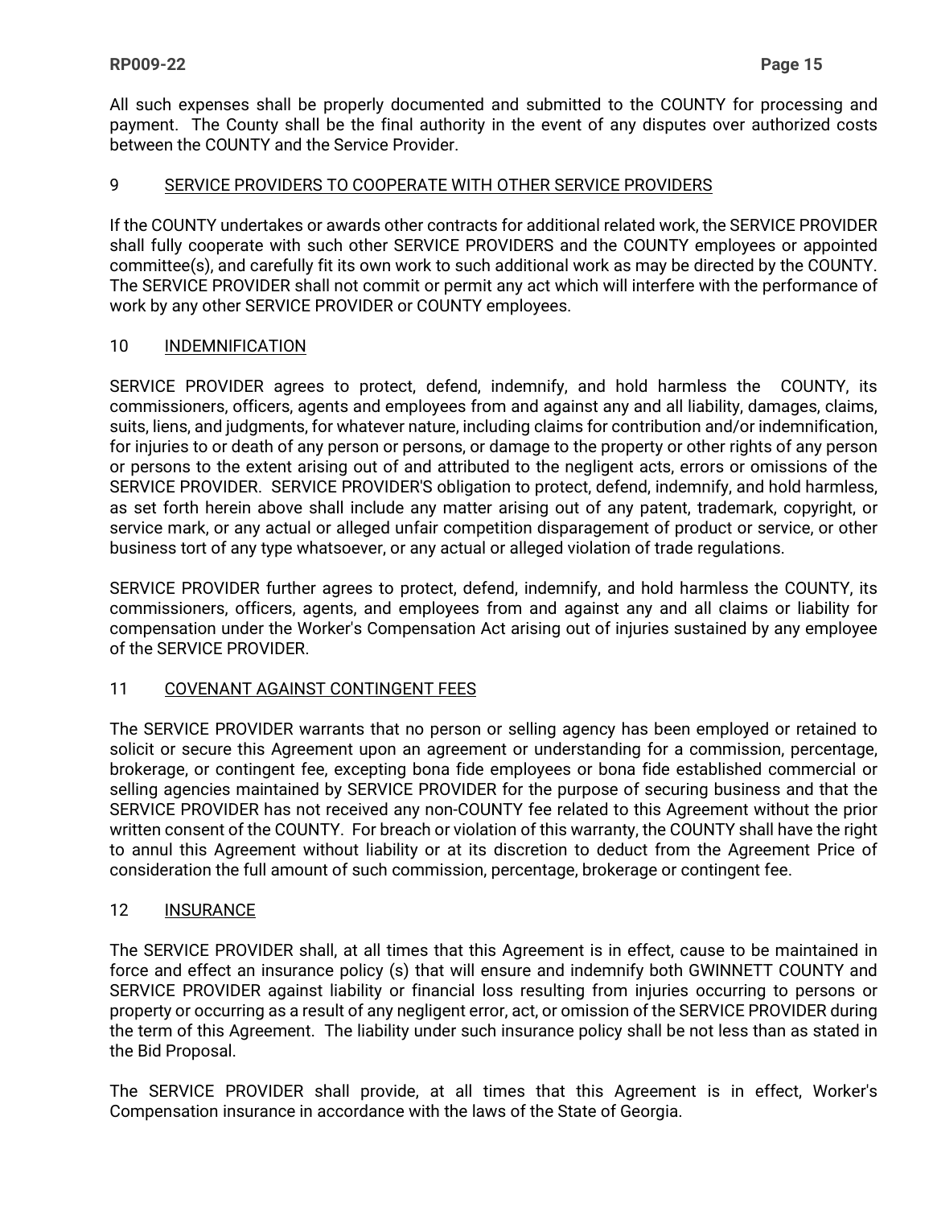All such expenses shall be properly documented and submitted to the COUNTY for processing and payment. The County shall be the final authority in the event of any disputes over authorized costs between the COUNTY and the Service Provider.

## 9 SERVICE PROVIDERS TO COOPERATE WITH OTHER SERVICE PROVIDERS

If the COUNTY undertakes or awards other contracts for additional related work, the SERVICE PROVIDER shall fully cooperate with such other SERVICE PROVIDERS and the COUNTY employees or appointed committee(s), and carefully fit its own work to such additional work as may be directed by the COUNTY. The SERVICE PROVIDER shall not commit or permit any act which will interfere with the performance of work by any other SERVICE PROVIDER or COUNTY employees.

## 10 INDEMNIFICATION

SERVICE PROVIDER agrees to protect, defend, indemnify, and hold harmless the COUNTY, its commissioners, officers, agents and employees from and against any and all liability, damages, claims, suits, liens, and judgments, for whatever nature, including claims for contribution and/or indemnification, for injuries to or death of any person or persons, or damage to the property or other rights of any person or persons to the extent arising out of and attributed to the negligent acts, errors or omissions of the SERVICE PROVIDER. SERVICE PROVIDER'S obligation to protect, defend, indemnify, and hold harmless, as set forth herein above shall include any matter arising out of any patent, trademark, copyright, or service mark, or any actual or alleged unfair competition disparagement of product or service, or other business tort of any type whatsoever, or any actual or alleged violation of trade regulations.

SERVICE PROVIDER further agrees to protect, defend, indemnify, and hold harmless the COUNTY, its commissioners, officers, agents, and employees from and against any and all claims or liability for compensation under the Worker's Compensation Act arising out of injuries sustained by any employee of the SERVICE PROVIDER.

## 11 COVENANT AGAINST CONTINGENT FEES

The SERVICE PROVIDER warrants that no person or selling agency has been employed or retained to solicit or secure this Agreement upon an agreement or understanding for a commission, percentage, brokerage, or contingent fee, excepting bona fide employees or bona fide established commercial or selling agencies maintained by SERVICE PROVIDER for the purpose of securing business and that the SERVICE PROVIDER has not received any non-COUNTY fee related to this Agreement without the prior written consent of the COUNTY. For breach or violation of this warranty, the COUNTY shall have the right to annul this Agreement without liability or at its discretion to deduct from the Agreement Price of consideration the full amount of such commission, percentage, brokerage or contingent fee.

## 12 INSURANCE

The SERVICE PROVIDER shall, at all times that this Agreement is in effect, cause to be maintained in force and effect an insurance policy (s) that will ensure and indemnify both GWINNETT COUNTY and SERVICE PROVIDER against liability or financial loss resulting from injuries occurring to persons or property or occurring as a result of any negligent error, act, or omission of the SERVICE PROVIDER during the term of this Agreement. The liability under such insurance policy shall be not less than as stated in the Bid Proposal.

The SERVICE PROVIDER shall provide, at all times that this Agreement is in effect, Worker's Compensation insurance in accordance with the laws of the State of Georgia.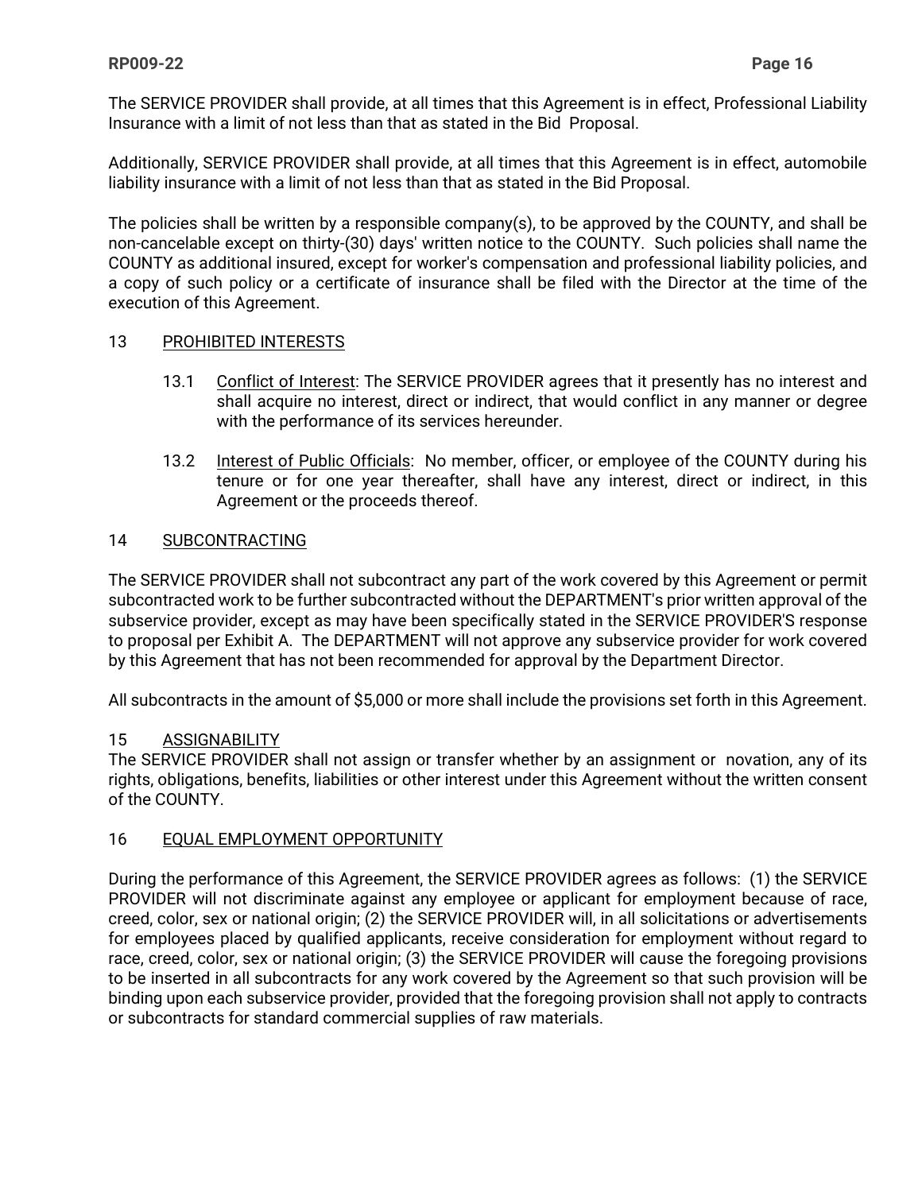The SERVICE PROVIDER shall provide, at all times that this Agreement is in effect, Professional Liability Insurance with a limit of not less than that as stated in the Bid Proposal.

Additionally, SERVICE PROVIDER shall provide, at all times that this Agreement is in effect, automobile liability insurance with a limit of not less than that as stated in the Bid Proposal.

The policies shall be written by a responsible company(s), to be approved by the COUNTY, and shall be non-cancelable except on thirty-(30) days' written notice to the COUNTY. Such policies shall name the COUNTY as additional insured, except for worker's compensation and professional liability policies, and a copy of such policy or a certificate of insurance shall be filed with the Director at the time of the execution of this Agreement.

## 13 PROHIBITED INTERESTS

13.1 Conflict of Interest: The SERVICE PROVIDER agrees that it presently has no interest and shall acquire no interest, direct or indirect, that would conflict in any manner or degree with the performance of its services hereunder.

13.2 Interest of Public Officials: No member, officer, or employee of the COUNTY during his tenure or for one year thereafter, shall have any interest, direct or indirect, in this Agreement or the proceeds thereof.

## 14 SUBCONTRACTING

The SERVICE PROVIDER shall not subcontract any part of the work covered by this Agreement or permit subcontracted work to be further subcontracted without the DEPARTMENT's prior written approval of the subservice provider, except as may have been specifically stated in the SERVICE PROVIDER'S response to proposal per Exhibit A. The DEPARTMENT will not approve any subservice provider for work covered by this Agreement that has not been recommended for approval by the Department Director.

All subcontracts in the amount of $5,000 or more shall include the provisions set forth in this Agreement.

## 15 ASSIGNABILITY

The SERVICE PROVIDER shall not assign or transfer whether by an assignment or novation, any of its rights, obligations, benefits, liabilities or other interest under this Agreement without the written consent of the COUNTY.

## 16 EQUAL EMPLOYMENT OPPORTUNITY

During the performance of this Agreement, the SERVICE PROVIDER agrees as follows: (1) the SERVICE PROVIDER will not discriminate against any employee or applicant for employment because of race, creed, color, sex or national origin; (2) the SERVICE PROVIDER will, in all solicitations or advertisements for employees placed by qualified applicants, receive consideration for employment without regard to race, creed, color, sex or national origin; (3) the SERVICE PROVIDER will cause the foregoing provisions to be inserted in all subcontracts for any work covered by the Agreement so that such provision will be binding upon each subservice provider, provided that the foregoing provision shall not apply to contracts or subcontracts for standard commercial supplies of raw materials.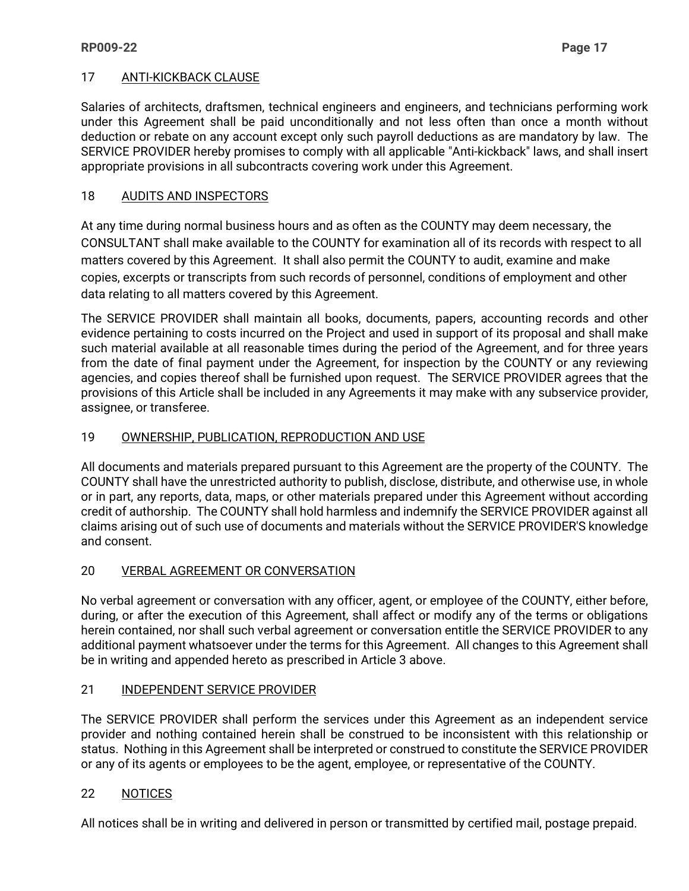## 17 ANTI-KICKBACK CLAUSE

Salaries of architects, draftsmen, technical engineers and engineers, and technicians performing work under this Agreement shall be paid unconditionally and not less often than once a month without deduction or rebate on any account except only such payroll deductions as are mandatory by law. The SERVICE PROVIDER hereby promises to comply with all applicable "Anti-kickback" laws, and shall insert appropriate provisions in all subcontracts covering work under this Agreement.

## 18 AUDITS AND INSPECTORS

At any time during normal business hours and as often as the COUNTY may deem necessary, the CONSULTANT shall make available to the COUNTY for examination all of its records with respect to all matters covered by this Agreement. It shall also permit the COUNTY to audit, examine and make copies, excerpts or transcripts from such records of personnel, conditions of employment and other data relating to all matters covered by this Agreement.

The SERVICE PROVIDER shall maintain all books, documents, papers, accounting records and other evidence pertaining to costs incurred on the Project and used in support of its proposal and shall make such material available at all reasonable times during the period of the Agreement, and for three years from the date of final payment under the Agreement, for inspection by the COUNTY or any reviewing agencies, and copies thereof shall be furnished upon request. The SERVICE PROVIDER agrees that the provisions of this Article shall be included in any Agreements it may make with any subservice provider, assignee, or transferee.

## 19 OWNERSHIP, PUBLICATION, REPRODUCTION AND USE

All documents and materials prepared pursuant to this Agreement are the property of the COUNTY. The COUNTY shall have the unrestricted authority to publish, disclose, distribute, and otherwise use, in whole or in part, any reports, data, maps, or other materials prepared under this Agreement without according credit of authorship. The COUNTY shall hold harmless and indemnify the SERVICE PROVIDER against all claims arising out of such use of documents and materials without the SERVICE PROVIDER'S knowledge and consent.

## 20 VERBAL AGREEMENT OR CONVERSATION

No verbal agreement or conversation with any officer, agent, or employee of the COUNTY, either before, during, or after the execution of this Agreement, shall affect or modify any of the terms or obligations herein contained, nor shall such verbal agreement or conversation entitle the SERVICE PROVIDER to any additional payment whatsoever under the terms for this Agreement. All changes to this Agreement shall be in writing and appended hereto as prescribed in Article 3 above.

## 21 INDEPENDENT SERVICE PROVIDER

The SERVICE PROVIDER shall perform the services under this Agreement as an independent service provider and nothing contained herein shall be construed to be inconsistent with this relationship or status. Nothing in this Agreement shall be interpreted or construed to constitute the SERVICE PROVIDER or any of its agents or employees to be the agent, employee, or representative of the COUNTY.

## 22 NOTICES

All notices shall be in writing and delivered in person or transmitted by certified mail, postage prepaid.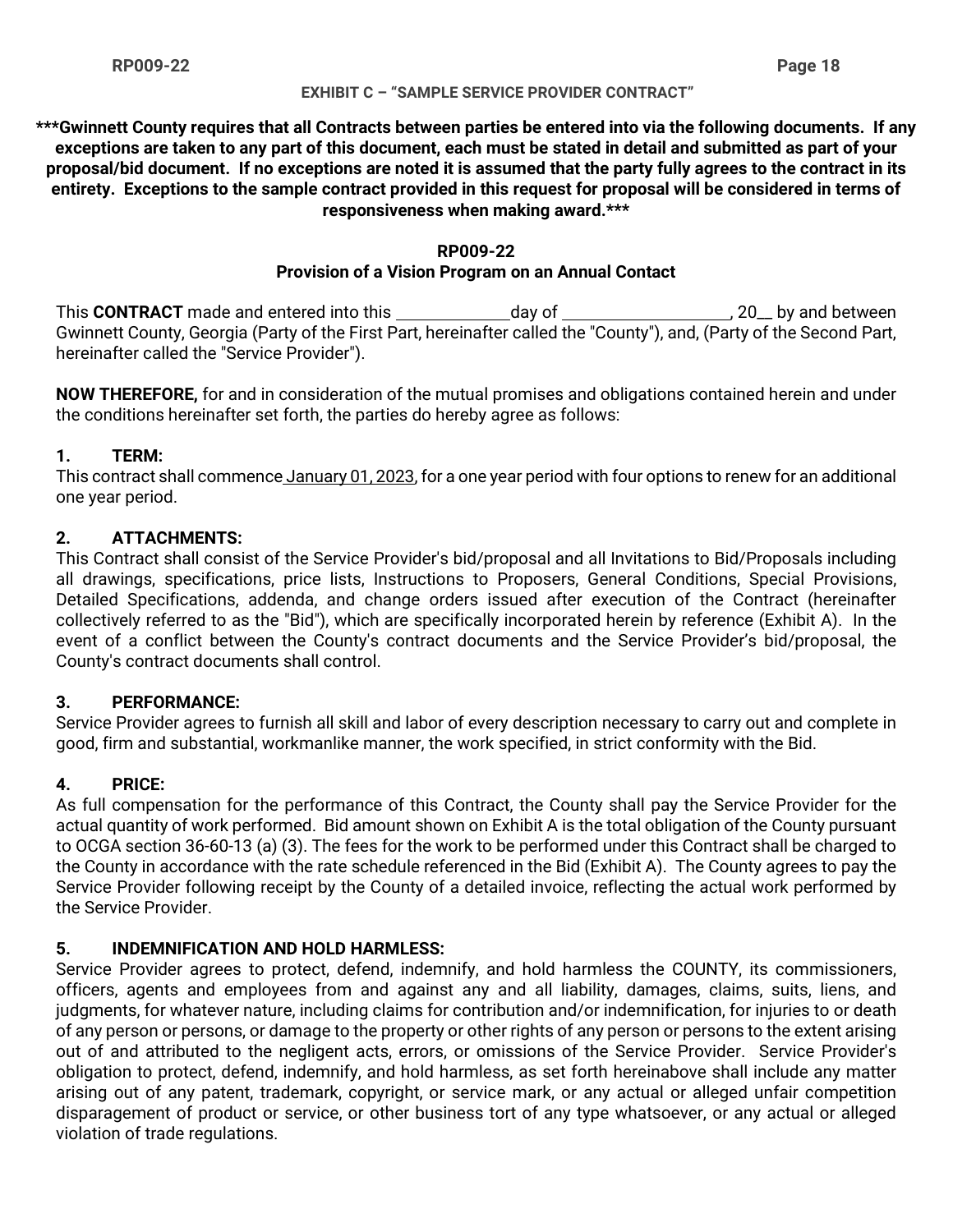**EXHIBIT C – "SAMPLE SERVICE PROVIDER CONTRACT"**

**\*\*\*Gwinnett County requires that all Contracts between parties be entered into via the following documents. If any exceptions are taken to any part of this document, each must be stated in detail and submitted as part of your proposal/bid document. If no exceptions are noted it is assumed that the party fully agrees to the contract in its entirety. Exceptions to the sample contract provided in this request for proposal will be considered in terms of responsiveness when making award.\*\*\***

**RP009-22**
**Provision of a Vision Program on an Annual Contact**

This **CONTRACT** made and entered into this _____________day of ___________________, 20__ by and between Gwinnett County, Georgia (Party of the First Part, hereinafter called the "County"), and, (Party of the Second Part, hereinafter called the "Service Provider").

**NOW THEREFORE,** for and in consideration of the mutual promises and obligations contained herein and under the conditions hereinafter set forth, the parties do hereby agree as follows:

**1. TERM:**
This contract shall commence January 01, 2023, for a one year period with four options to renew for an additional one year period.

**2. ATTACHMENTS:**
This Contract shall consist of the Service Provider's bid/proposal and all Invitations to Bid/Proposals including all drawings, specifications, price lists, Instructions to Proposers, General Conditions, Special Provisions, Detailed Specifications, addenda, and change orders issued after execution of the Contract (hereinafter collectively referred to as the "Bid"), which are specifically incorporated herein by reference (Exhibit A). In the event of a conflict between the County's contract documents and the Service Provider's bid/proposal, the County's contract documents shall control.

**3. PERFORMANCE:**
Service Provider agrees to furnish all skill and labor of every description necessary to carry out and complete in good, firm and substantial, workmanlike manner, the work specified, in strict conformity with the Bid.

**4. PRICE:**
As full compensation for the performance of this Contract, the County shall pay the Service Provider for the actual quantity of work performed. Bid amount shown on Exhibit A is the total obligation of the County pursuant to OCGA section 36-60-13 (a) (3). The fees for the work to be performed under this Contract shall be charged to the County in accordance with the rate schedule referenced in the Bid (Exhibit A). The County agrees to pay the Service Provider following receipt by the County of a detailed invoice, reflecting the actual work performed by the Service Provider.

**5. INDEMNIFICATION AND HOLD HARMLESS:**
Service Provider agrees to protect, defend, indemnify, and hold harmless the COUNTY, its commissioners, officers, agents and employees from and against any and all liability, damages, claims, suits, liens, and judgments, for whatever nature, including claims for contribution and/or indemnification, for injuries to or death of any person or persons, or damage to the property or other rights of any person or persons to the extent arising out of and attributed to the negligent acts, errors, or omissions of the Service Provider. Service Provider's obligation to protect, defend, indemnify, and hold harmless, as set forth hereinabove shall include any matter arising out of any patent, trademark, copyright, or service mark, or any actual or alleged unfair competition disparagement of product or service, or other business tort of any type whatsoever, or any actual or alleged violation of trade regulations.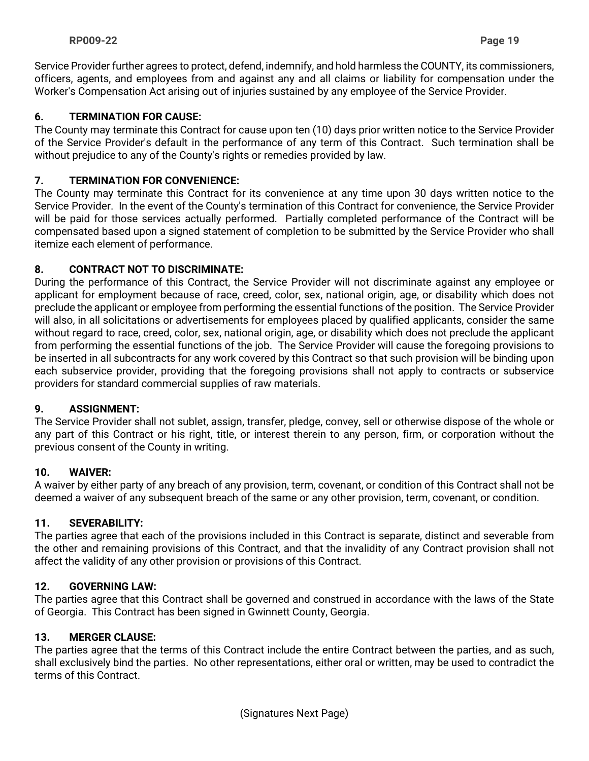Service Provider further agrees to protect, defend, indemnify, and hold harmless the COUNTY, its commissioners, officers, agents, and employees from and against any and all claims or liability for compensation under the Worker's Compensation Act arising out of injuries sustained by any employee of the Service Provider.

**6. TERMINATION FOR CAUSE:**
The County may terminate this Contract for cause upon ten (10) days prior written notice to the Service Provider of the Service Provider's default in the performance of any term of this Contract. Such termination shall be without prejudice to any of the County's rights or remedies provided by law.

**7. TERMINATION FOR CONVENIENCE:**
The County may terminate this Contract for its convenience at any time upon 30 days written notice to the Service Provider. In the event of the County's termination of this Contract for convenience, the Service Provider will be paid for those services actually performed. Partially completed performance of the Contract will be compensated based upon a signed statement of completion to be submitted by the Service Provider who shall itemize each element of performance.

**8. CONTRACT NOT TO DISCRIMINATE:**
During the performance of this Contract, the Service Provider will not discriminate against any employee or applicant for employment because of race, creed, color, sex, national origin, age, or disability which does not preclude the applicant or employee from performing the essential functions of the position. The Service Provider will also, in all solicitations or advertisements for employees placed by qualified applicants, consider the same without regard to race, creed, color, sex, national origin, age, or disability which does not preclude the applicant from performing the essential functions of the job. The Service Provider will cause the foregoing provisions to be inserted in all subcontracts for any work covered by this Contract so that such provision will be binding upon each subservice provider, providing that the foregoing provisions shall not apply to contracts or subservice providers for standard commercial supplies of raw materials.

**9. ASSIGNMENT:**
The Service Provider shall not sublet, assign, transfer, pledge, convey, sell or otherwise dispose of the whole or any part of this Contract or his right, title, or interest therein to any person, firm, or corporation without the previous consent of the County in writing.

**10. WAIVER:**
A waiver by either party of any breach of any provision, term, covenant, or condition of this Contract shall not be deemed a waiver of any subsequent breach of the same or any other provision, term, covenant, or condition.

**11. SEVERABILITY:**
The parties agree that each of the provisions included in this Contract is separate, distinct and severable from the other and remaining provisions of this Contract, and that the invalidity of any Contract provision shall not affect the validity of any other provision or provisions of this Contract.

**12. GOVERNING LAW:**
The parties agree that this Contract shall be governed and construed in accordance with the laws of the State of Georgia. This Contract has been signed in Gwinnett County, Georgia.

**13. MERGER CLAUSE:**
The parties agree that the terms of this Contract include the entire Contract between the parties, and as such, shall exclusively bind the parties. No other representations, either oral or written, may be used to contradict the terms of this Contract.

(Signatures Next Page)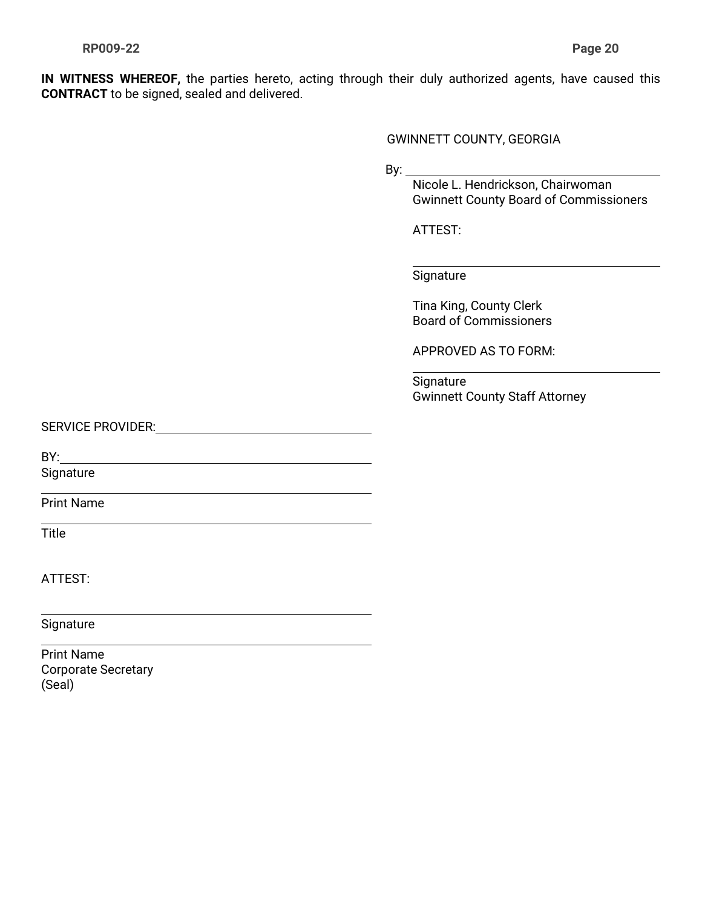**IN WITNESS WHEREOF,** the parties hereto, acting through their duly authorized agents, have caused this **CONTRACT** to be signed, sealed and delivered.

GWINNETT COUNTY, GEORGIA

By: ______________________________
Nicole L. Hendrickson, Chairwoman
Gwinnett County Board of Commissioners

ATTEST:

______________________________
Signature

Tina King, County Clerk
Board of Commissioners

APPROVED AS TO FORM:

______________________________
Signature
Gwinnett County Staff Attorney

SERVICE PROVIDER: ______________________________

BY: ______________________________
Signature

______________________________
Print Name

______________________________
Title

ATTEST:

______________________________
Signature

______________________________
Print Name
Corporate Secretary
(Seal)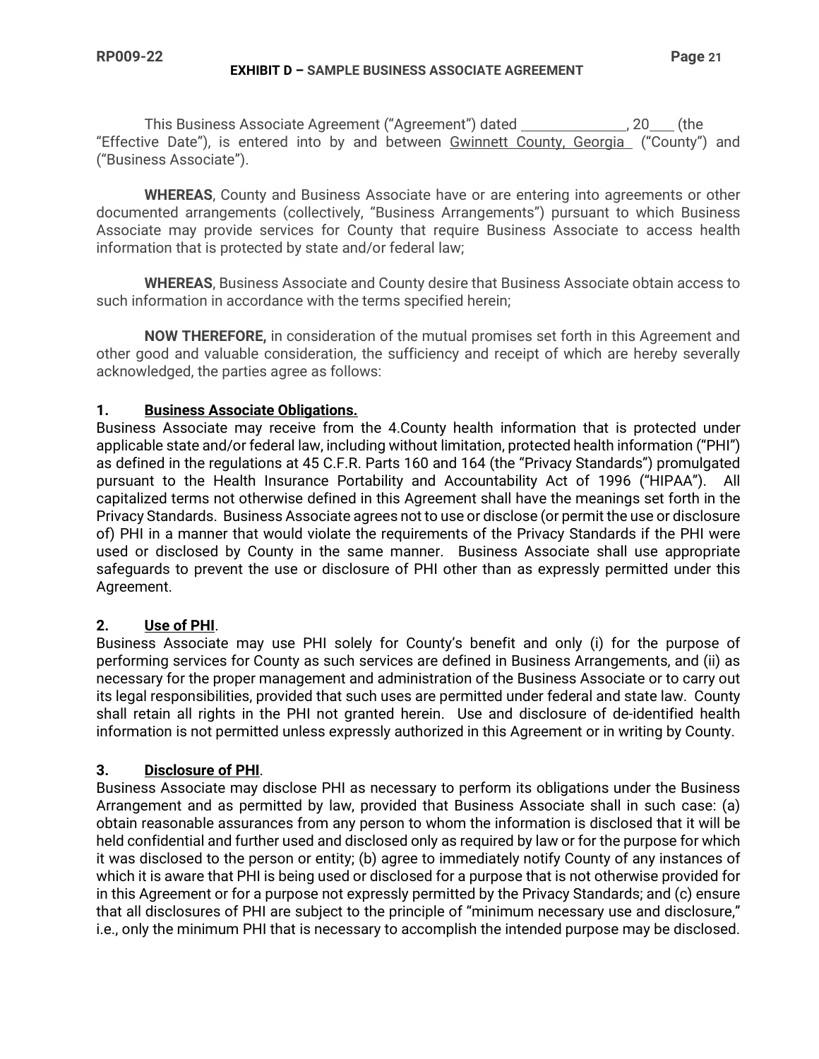## EXHIBIT D – SAMPLE BUSINESS ASSOCIATE AGREEMENT

This Business Associate Agreement ("Agreement") dated ______________, 20___ (the "Effective Date"), is entered into by and between Gwinnett County, Georgia ("County") and ("Business Associate").

**WHEREAS**, County and Business Associate have or are entering into agreements or other documented arrangements (collectively, "Business Arrangements") pursuant to which Business Associate may provide services for County that require Business Associate to access health information that is protected by state and/or federal law;

**WHEREAS**, Business Associate and County desire that Business Associate obtain access to such information in accordance with the terms specified herein;

**NOW THEREFORE,** in consideration of the mutual promises set forth in this Agreement and other good and valuable consideration, the sufficiency and receipt of which are hereby severally acknowledged, the parties agree as follows:

**1. Business Associate Obligations.**
Business Associate may receive from the 4.County health information that is protected under applicable state and/or federal law, including without limitation, protected health information ("PHI") as defined in the regulations at 45 C.F.R. Parts 160 and 164 (the "Privacy Standards") promulgated pursuant to the Health Insurance Portability and Accountability Act of 1996 ("HIPAA"). All capitalized terms not otherwise defined in this Agreement shall have the meanings set forth in the Privacy Standards. Business Associate agrees not to use or disclose (or permit the use or disclosure of) PHI in a manner that would violate the requirements of the Privacy Standards if the PHI were used or disclosed by County in the same manner. Business Associate shall use appropriate safeguards to prevent the use or disclosure of PHI other than as expressly permitted under this Agreement.

**2. Use of PHI**.
Business Associate may use PHI solely for County's benefit and only (i) for the purpose of performing services for County as such services are defined in Business Arrangements, and (ii) as necessary for the proper management and administration of the Business Associate or to carry out its legal responsibilities, provided that such uses are permitted under federal and state law. County shall retain all rights in the PHI not granted herein. Use and disclosure of de-identified health information is not permitted unless expressly authorized in this Agreement or in writing by County.

**3. Disclosure of PHI**.
Business Associate may disclose PHI as necessary to perform its obligations under the Business Arrangement and as permitted by law, provided that Business Associate shall in such case: (a) obtain reasonable assurances from any person to whom the information is disclosed that it will be held confidential and further used and disclosed only as required by law or for the purpose for which it was disclosed to the person or entity; (b) agree to immediately notify County of any instances of which it is aware that PHI is being used or disclosed for a purpose that is not otherwise provided for in this Agreement or for a purpose not expressly permitted by the Privacy Standards; and (c) ensure that all disclosures of PHI are subject to the principle of "minimum necessary use and disclosure," i.e., only the minimum PHI that is necessary to accomplish the intended purpose may be disclosed.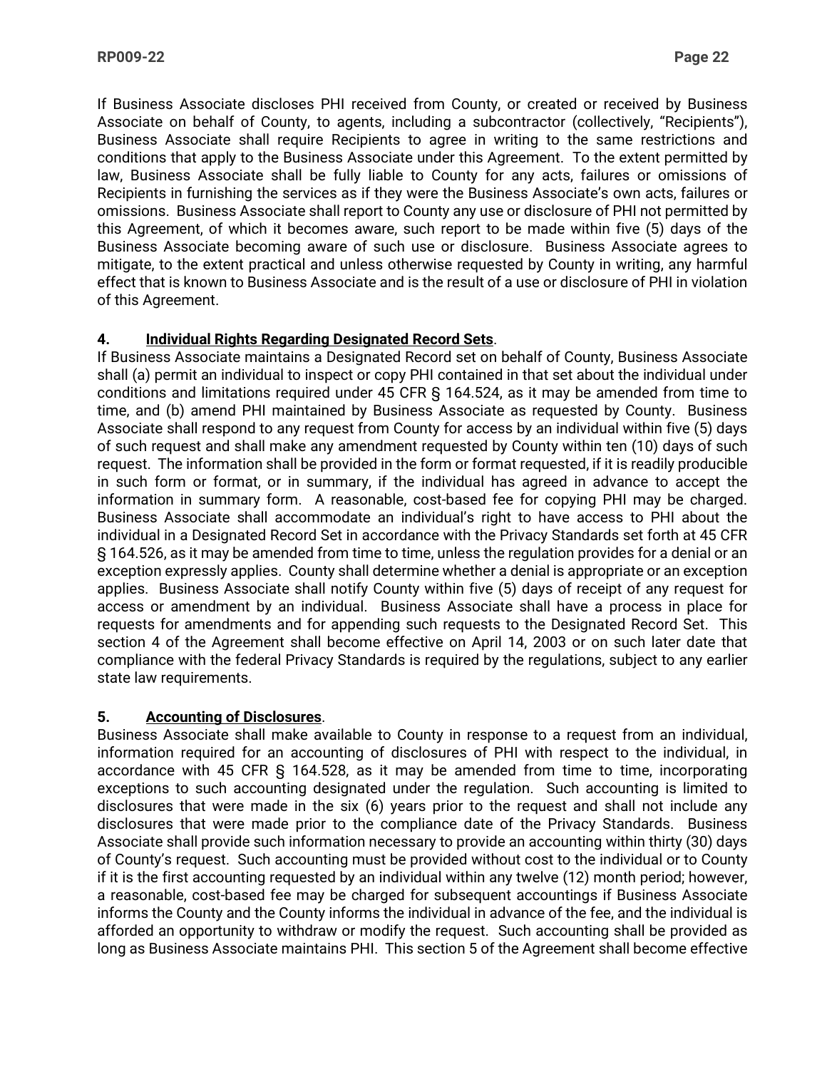If Business Associate discloses PHI received from County, or created or received by Business Associate on behalf of County, to agents, including a subcontractor (collectively, "Recipients"), Business Associate shall require Recipients to agree in writing to the same restrictions and conditions that apply to the Business Associate under this Agreement. To the extent permitted by law, Business Associate shall be fully liable to County for any acts, failures or omissions of Recipients in furnishing the services as if they were the Business Associate's own acts, failures or omissions. Business Associate shall report to County any use or disclosure of PHI not permitted by this Agreement, of which it becomes aware, such report to be made within five (5) days of the Business Associate becoming aware of such use or disclosure. Business Associate agrees to mitigate, to the extent practical and unless otherwise requested by County in writing, any harmful effect that is known to Business Associate and is the result of a use or disclosure of PHI in violation of this Agreement.

**4. Individual Rights Regarding Designated Record Sets.**
If Business Associate maintains a Designated Record set on behalf of County, Business Associate shall (a) permit an individual to inspect or copy PHI contained in that set about the individual under conditions and limitations required under 45 CFR § 164.524, as it may be amended from time to time, and (b) amend PHI maintained by Business Associate as requested by County. Business Associate shall respond to any request from County for access by an individual within five (5) days of such request and shall make any amendment requested by County within ten (10) days of such request. The information shall be provided in the form or format requested, if it is readily producible in such form or format, or in summary, if the individual has agreed in advance to accept the information in summary form. A reasonable, cost-based fee for copying PHI may be charged. Business Associate shall accommodate an individual's right to have access to PHI about the individual in a Designated Record Set in accordance with the Privacy Standards set forth at 45 CFR § 164.526, as it may be amended from time to time, unless the regulation provides for a denial or an exception expressly applies. County shall determine whether a denial is appropriate or an exception applies. Business Associate shall notify County within five (5) days of receipt of any request for access or amendment by an individual. Business Associate shall have a process in place for requests for amendments and for appending such requests to the Designated Record Set. This section 4 of the Agreement shall become effective on April 14, 2003 or on such later date that compliance with the federal Privacy Standards is required by the regulations, subject to any earlier state law requirements.

**5. Accounting of Disclosures.**
Business Associate shall make available to County in response to a request from an individual, information required for an accounting of disclosures of PHI with respect to the individual, in accordance with 45 CFR § 164.528, as it may be amended from time to time, incorporating exceptions to such accounting designated under the regulation. Such accounting is limited to disclosures that were made in the six (6) years prior to the request and shall not include any disclosures that were made prior to the compliance date of the Privacy Standards. Business Associate shall provide such information necessary to provide an accounting within thirty (30) days of County's request. Such accounting must be provided without cost to the individual or to County if it is the first accounting requested by an individual within any twelve (12) month period; however, a reasonable, cost-based fee may be charged for subsequent accountings if Business Associate informs the County and the County informs the individual in advance of the fee, and the individual is afforded an opportunity to withdraw or modify the request. Such accounting shall be provided as long as Business Associate maintains PHI. This section 5 of the Agreement shall become effective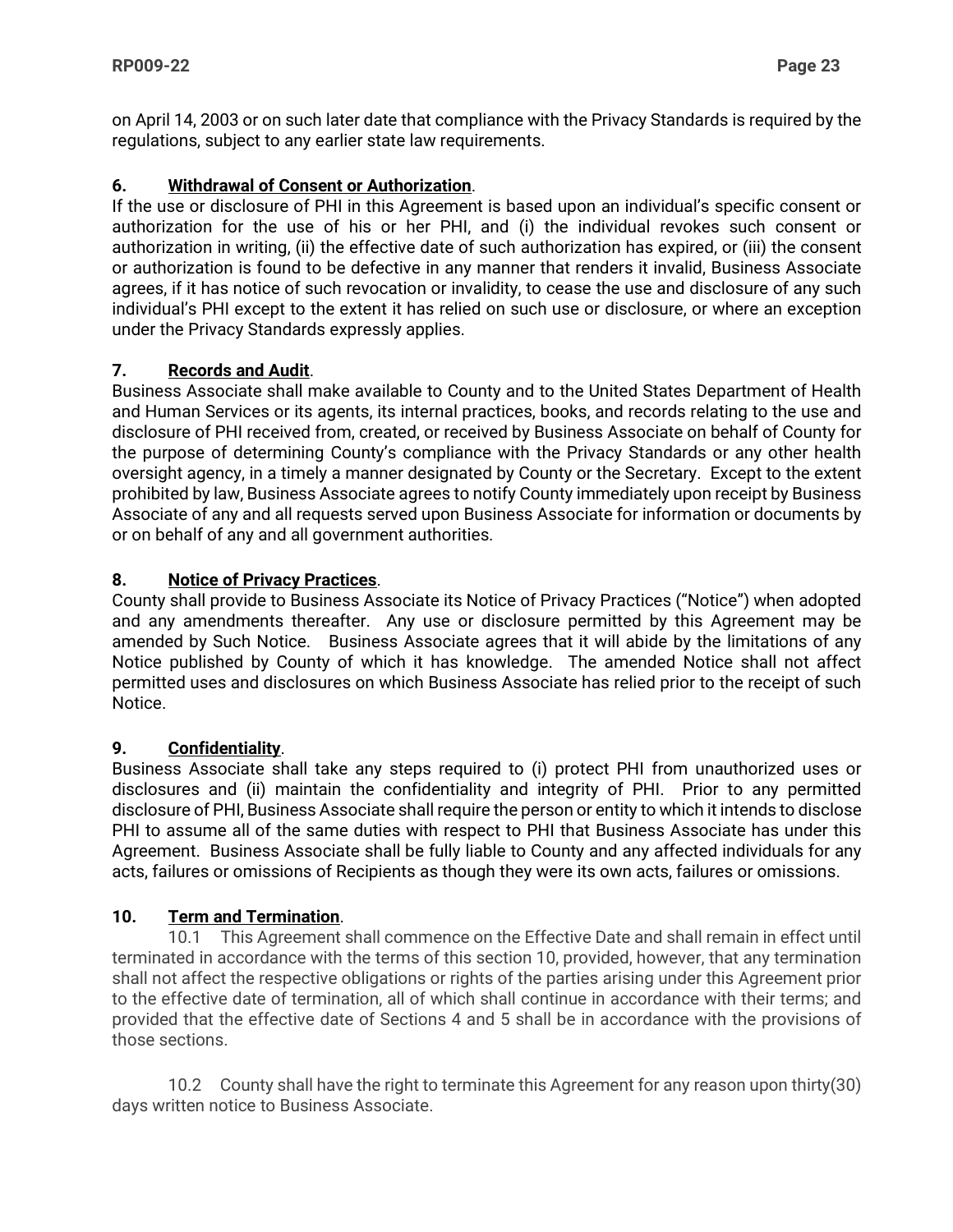on April 14, 2003 or on such later date that compliance with the Privacy Standards is required by the regulations, subject to any earlier state law requirements.

**6. Withdrawal of Consent or Authorization**.

If the use or disclosure of PHI in this Agreement is based upon an individual's specific consent or authorization for the use of his or her PHI, and (i) the individual revokes such consent or authorization in writing, (ii) the effective date of such authorization has expired, or (iii) the consent or authorization is found to be defective in any manner that renders it invalid, Business Associate agrees, if it has notice of such revocation or invalidity, to cease the use and disclosure of any such individual's PHI except to the extent it has relied on such use or disclosure, or where an exception under the Privacy Standards expressly applies.

**7. Records and Audit**.

Business Associate shall make available to County and to the United States Department of Health and Human Services or its agents, its internal practices, books, and records relating to the use and disclosure of PHI received from, created, or received by Business Associate on behalf of County for the purpose of determining County's compliance with the Privacy Standards or any other health oversight agency, in a timely a manner designated by County or the Secretary. Except to the extent prohibited by law, Business Associate agrees to notify County immediately upon receipt by Business Associate of any and all requests served upon Business Associate for information or documents by or on behalf of any and all government authorities.

**8. Notice of Privacy Practices**.

County shall provide to Business Associate its Notice of Privacy Practices ("Notice") when adopted and any amendments thereafter. Any use or disclosure permitted by this Agreement may be amended by Such Notice. Business Associate agrees that it will abide by the limitations of any Notice published by County of which it has knowledge. The amended Notice shall not affect permitted uses and disclosures on which Business Associate has relied prior to the receipt of such Notice.

**9. Confidentiality**.

Business Associate shall take any steps required to (i) protect PHI from unauthorized uses or disclosures and (ii) maintain the confidentiality and integrity of PHI. Prior to any permitted disclosure of PHI, Business Associate shall require the person or entity to which it intends to disclose PHI to assume all of the same duties with respect to PHI that Business Associate has under this Agreement. Business Associate shall be fully liable to County and any affected individuals for any acts, failures or omissions of Recipients as though they were its own acts, failures or omissions.

**10. Term and Termination**.

10.1 This Agreement shall commence on the Effective Date and shall remain in effect until terminated in accordance with the terms of this section 10, provided, however, that any termination shall not affect the respective obligations or rights of the parties arising under this Agreement prior to the effective date of termination, all of which shall continue in accordance with their terms; and provided that the effective date of Sections 4 and 5 shall be in accordance with the provisions of those sections.

10.2 County shall have the right to terminate this Agreement for any reason upon thirty(30) days written notice to Business Associate.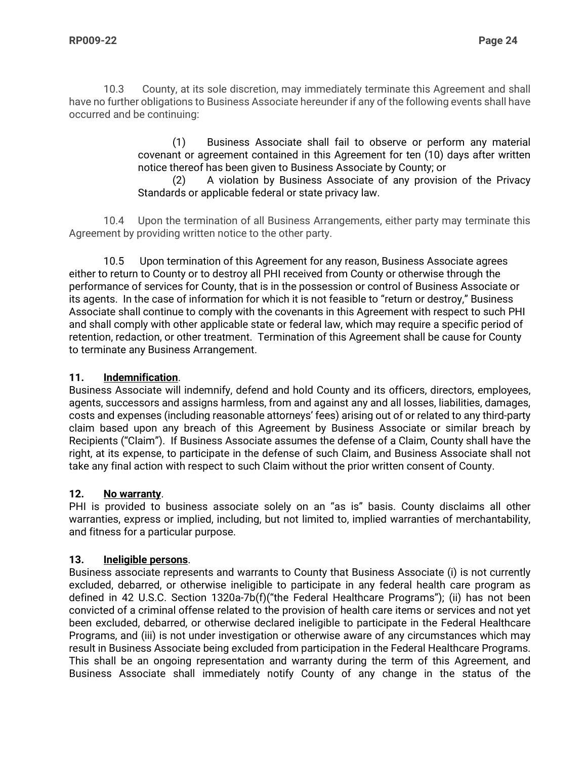10.3 County, at its sole discretion, may immediately terminate this Agreement and shall have no further obligations to Business Associate hereunder if any of the following events shall have occurred and be continuing:

> (1) Business Associate shall fail to observe or perform any material covenant or agreement contained in this Agreement for ten (10) days after written notice thereof has been given to Business Associate by County; or
>
> (2) A violation by Business Associate of any provision of the Privacy Standards or applicable federal or state privacy law.

10.4 Upon the termination of all Business Arrangements, either party may terminate this Agreement by providing written notice to the other party.

10.5 Upon termination of this Agreement for any reason, Business Associate agrees either to return to County or to destroy all PHI received from County or otherwise through the performance of services for County, that is in the possession or control of Business Associate or its agents. In the case of information for which it is not feasible to "return or destroy," Business Associate shall continue to comply with the covenants in this Agreement with respect to such PHI and shall comply with other applicable state or federal law, which may require a specific period of retention, redaction, or other treatment. Termination of this Agreement shall be cause for County to terminate any Business Arrangement.

**11. <u>Indemnification</u>.**
Business Associate will indemnify, defend and hold County and its officers, directors, employees, agents, successors and assigns harmless, from and against any and all losses, liabilities, damages, costs and expenses (including reasonable attorneys' fees) arising out of or related to any third-party claim based upon any breach of this Agreement by Business Associate or similar breach by Recipients ("Claim"). If Business Associate assumes the defense of a Claim, County shall have the right, at its expense, to participate in the defense of such Claim, and Business Associate shall not take any final action with respect to such Claim without the prior written consent of County.

**12. <u>No warranty</u>.**
PHI is provided to business associate solely on an "as is" basis. County disclaims all other warranties, express or implied, including, but not limited to, implied warranties of merchantability, and fitness for a particular purpose.

**13. <u>Ineligible persons</u>.**
Business associate represents and warrants to County that Business Associate (i) is not currently excluded, debarred, or otherwise ineligible to participate in any federal health care program as defined in 42 U.S.C. Section 1320a-7b(f)("the Federal Healthcare Programs"); (ii) has not been convicted of a criminal offense related to the provision of health care items or services and not yet been excluded, debarred, or otherwise declared ineligible to participate in the Federal Healthcare Programs, and (iii) is not under investigation or otherwise aware of any circumstances which may result in Business Associate being excluded from participation in the Federal Healthcare Programs. This shall be an ongoing representation and warranty during the term of this Agreement, and Business Associate shall immediately notify County of any change in the status of the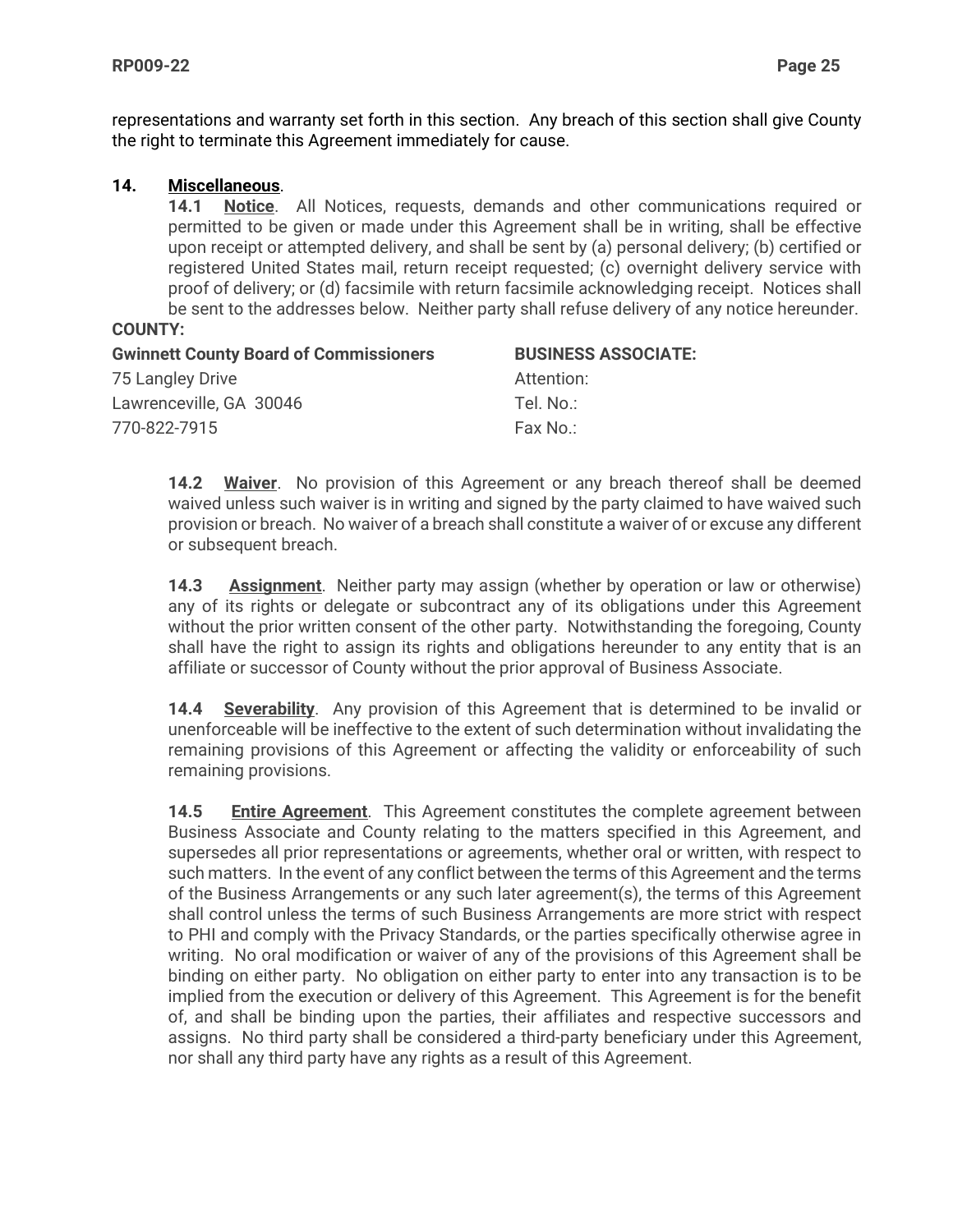representations and warranty set forth in this section. Any breach of this section shall give County the right to terminate this Agreement immediately for cause.

**14. Miscellaneous**.

**14.1 Notice**. All Notices, requests, demands and other communications required or permitted to be given or made under this Agreement shall be in writing, shall be effective upon receipt or attempted delivery, and shall be sent by (a) personal delivery; (b) certified or registered United States mail, return receipt requested; (c) overnight delivery service with proof of delivery; or (d) facsimile with return facsimile acknowledging receipt. Notices shall be sent to the addresses below. Neither party shall refuse delivery of any notice hereunder.

**COUNTY:**

| **Gwinnett County Board of Commissioners** | **BUSINESS ASSOCIATE:** |
|---|---|
| 75 Langley Drive | Attention: |
| Lawrenceville, GA 30046 | Tel. No.: |
| 770-822-7915 | Fax No.: |

**14.2 Waiver**. No provision of this Agreement or any breach thereof shall be deemed waived unless such waiver is in writing and signed by the party claimed to have waived such provision or breach. No waiver of a breach shall constitute a waiver of or excuse any different or subsequent breach.

**14.3 Assignment**. Neither party may assign (whether by operation or law or otherwise) any of its rights or delegate or subcontract any of its obligations under this Agreement without the prior written consent of the other party. Notwithstanding the foregoing, County shall have the right to assign its rights and obligations hereunder to any entity that is an affiliate or successor of County without the prior approval of Business Associate.

**14.4 Severability**. Any provision of this Agreement that is determined to be invalid or unenforceable will be ineffective to the extent of such determination without invalidating the remaining provisions of this Agreement or affecting the validity or enforceability of such remaining provisions.

**14.5 Entire Agreement**. This Agreement constitutes the complete agreement between Business Associate and County relating to the matters specified in this Agreement, and supersedes all prior representations or agreements, whether oral or written, with respect to such matters. In the event of any conflict between the terms of this Agreement and the terms of the Business Arrangements or any such later agreement(s), the terms of this Agreement shall control unless the terms of such Business Arrangements are more strict with respect to PHI and comply with the Privacy Standards, or the parties specifically otherwise agree in writing. No oral modification or waiver of any of the provisions of this Agreement shall be binding on either party. No obligation on either party to enter into any transaction is to be implied from the execution or delivery of this Agreement. This Agreement is for the benefit of, and shall be binding upon the parties, their affiliates and respective successors and assigns. No third party shall be considered a third-party beneficiary under this Agreement, nor shall any third party have any rights as a result of this Agreement.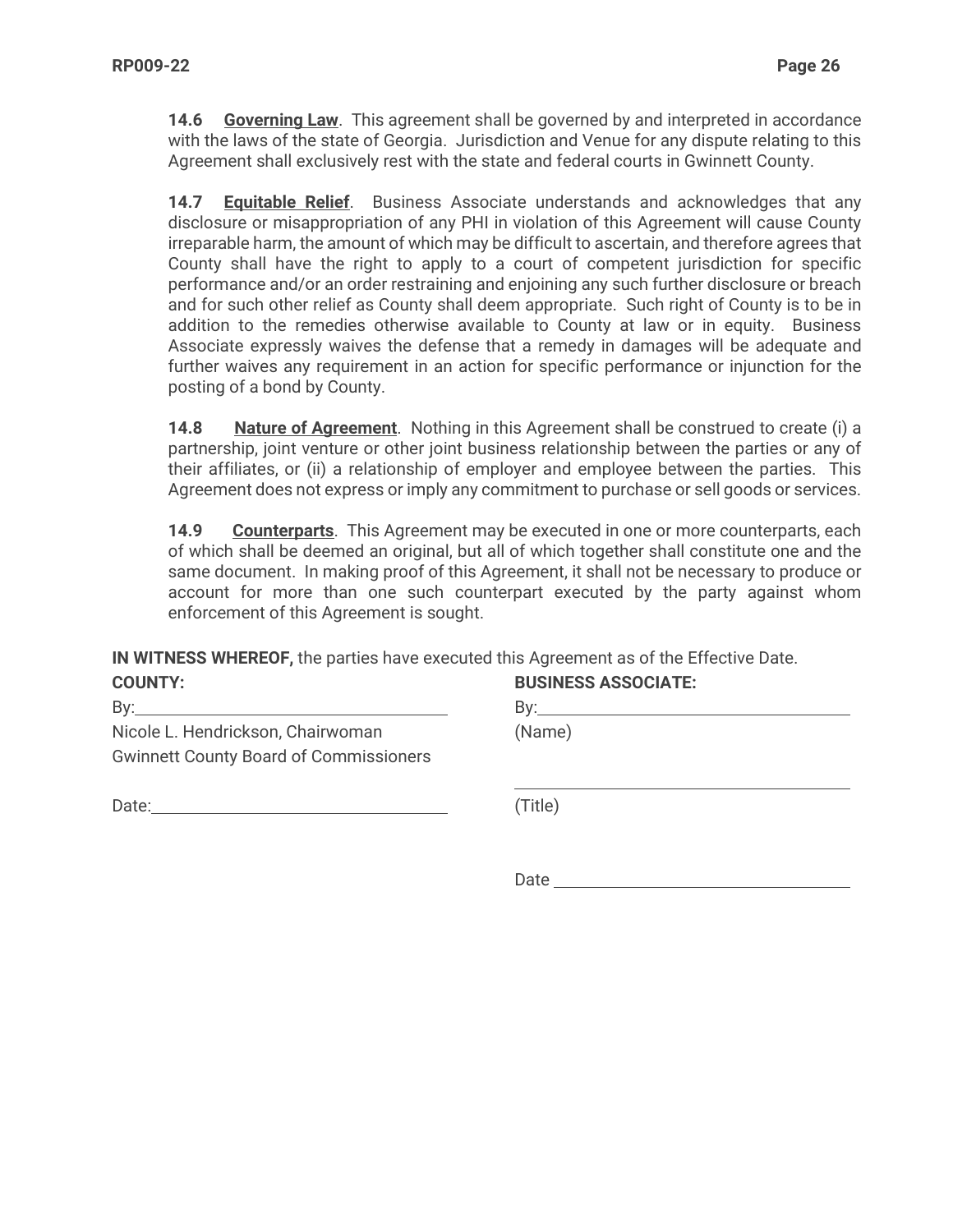**14.6 <u>Governing Law</u>**. This agreement shall be governed by and interpreted in accordance with the laws of the state of Georgia. Jurisdiction and Venue for any dispute relating to this Agreement shall exclusively rest with the state and federal courts in Gwinnett County.

**14.7 <u>Equitable Relief</u>**. Business Associate understands and acknowledges that any disclosure or misappropriation of any PHI in violation of this Agreement will cause County irreparable harm, the amount of which may be difficult to ascertain, and therefore agrees that County shall have the right to apply to a court of competent jurisdiction for specific performance and/or an order restraining and enjoining any such further disclosure or breach and for such other relief as County shall deem appropriate. Such right of County is to be in addition to the remedies otherwise available to County at law or in equity. Business Associate expressly waives the defense that a remedy in damages will be adequate and further waives any requirement in an action for specific performance or injunction for the posting of a bond by County.

**14.8 <u>Nature of Agreement</u>**. Nothing in this Agreement shall be construed to create (i) a partnership, joint venture or other joint business relationship between the parties or any of their affiliates, or (ii) a relationship of employer and employee between the parties. This Agreement does not express or imply any commitment to purchase or sell goods or services.

**14.9 <u>Counterparts</u>**. This Agreement may be executed in one or more counterparts, each of which shall be deemed an original, but all of which together shall constitute one and the same document. In making proof of this Agreement, it shall not be necessary to produce or account for more than one such counterpart executed by the party against whom enforcement of this Agreement is sought.

**IN WITNESS WHEREOF,** the parties have executed this Agreement as of the Effective Date.

**COUNTY:**

By:\_\_\_\_\_\_\_\_\_\_\_\_\_\_\_\_\_\_\_\_\_\_\_\_\_\_\_\_\_\_\_\_\_\_

Nicole L. Hendrickson, Chairwoman
Gwinnett County Board of Commissioners

Date:\_\_\_\_\_\_\_\_\_\_\_\_\_\_\_\_\_\_\_\_\_\_\_\_\_\_\_\_\_\_\_\_

**BUSINESS ASSOCIATE:**

By:\_\_\_\_\_\_\_\_\_\_\_\_\_\_\_\_\_\_\_\_\_\_\_\_\_\_\_\_\_\_\_\_\_\_

(Name)

\_\_\_\_\_\_\_\_\_\_\_\_\_\_\_\_\_\_\_\_\_\_\_\_\_\_\_\_\_\_\_\_\_\_\_\_

(Title)

Date \_\_\_\_\_\_\_\_\_\_\_\_\_\_\_\_\_\_\_\_\_\_\_\_\_\_\_\_\_\_\_\_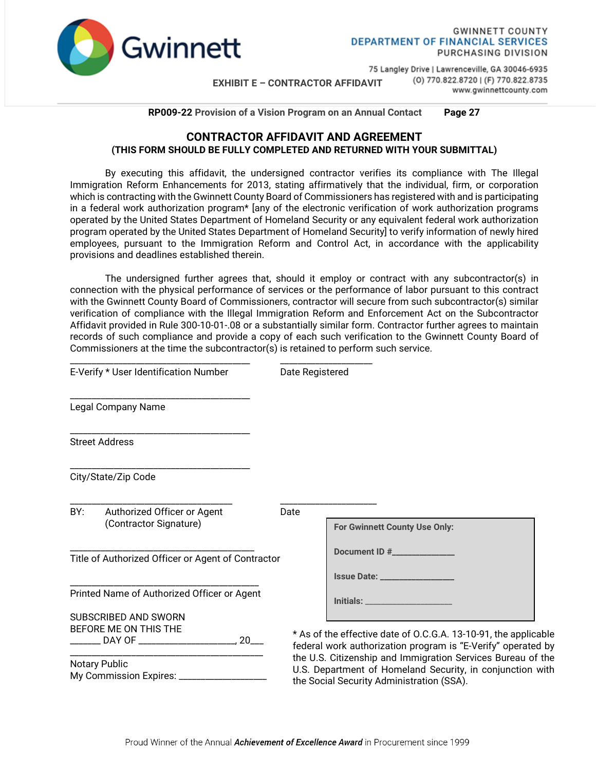GWINNETT COUNTY
DEPARTMENT OF FINANCIAL SERVICES
PURCHASING DIVISION

75 Langley Drive | Lawrenceville, GA 30046-6935
(O) 770.822.8720 | (F) 770.822.8735
www.gwinnettcounty.com

**EXHIBIT E – CONTRACTOR AFFIDAVIT**

**RP009-22 Provision of a Vision Program on an Annual Contact** **Page 27**

## CONTRACTOR AFFIDAVIT AND AGREEMENT

**(THIS FORM SHOULD BE FULLY COMPLETED AND RETURNED WITH YOUR SUBMITTAL)**

By executing this affidavit, the undersigned contractor verifies its compliance with The Illegal Immigration Reform Enhancements for 2013, stating affirmatively that the individual, firm, or corporation which is contracting with the Gwinnett County Board of Commissioners has registered with and is participating in a federal work authorization program* [any of the electronic verification of work authorization programs operated by the United States Department of Homeland Security or any equivalent federal work authorization program operated by the United States Department of Homeland Security] to verify information of newly hired employees, pursuant to the Immigration Reform and Control Act, in accordance with the applicability provisions and deadlines established therein.

The undersigned further agrees that, should it employ or contract with any subcontractor(s) in connection with the physical performance of services or the performance of labor pursuant to this contract with the Gwinnett County Board of Commissioners, contractor will secure from such subcontractor(s) similar verification of compliance with the Illegal Immigration Reform and Enforcement Act on the Subcontractor Affidavit provided in Rule 300-10-01-.08 or a substantially similar form. Contractor further agrees to maintain records of such compliance and provide a copy of each such verification to the Gwinnett County Board of Commissioners at the time the subcontractor(s) is retained to perform such service.

_________________________________ _________________
E-Verify * User Identification Number Date Registered

_________________________________
Legal Company Name

_________________________________
Street Address

_________________________________
City/State/Zip Code

_________________________________ _________________
BY: Authorized Officer or Agent (Contractor Signature) Date

_________________________________
Title of Authorized Officer or Agent of Contractor

_________________________________
Printed Name of Authorized Officer or Agent

SUBSCRIBED AND SWORN BEFORE ME ON THIS THE ______ DAY OF ___________________, 20___

_________________________________
Notary Public
My Commission Expires: _________________

**For Gwinnett County Use Only:**

**Document ID #**_____________

**Issue Date:** _______________

**Initials:** __________________

* As of the effective date of O.C.G.A. 13-10-91, the applicable federal work authorization program is "E-Verify" operated by the U.S. Citizenship and Immigration Services Bureau of the U.S. Department of Homeland Security, in conjunction with the Social Security Administration (SSA).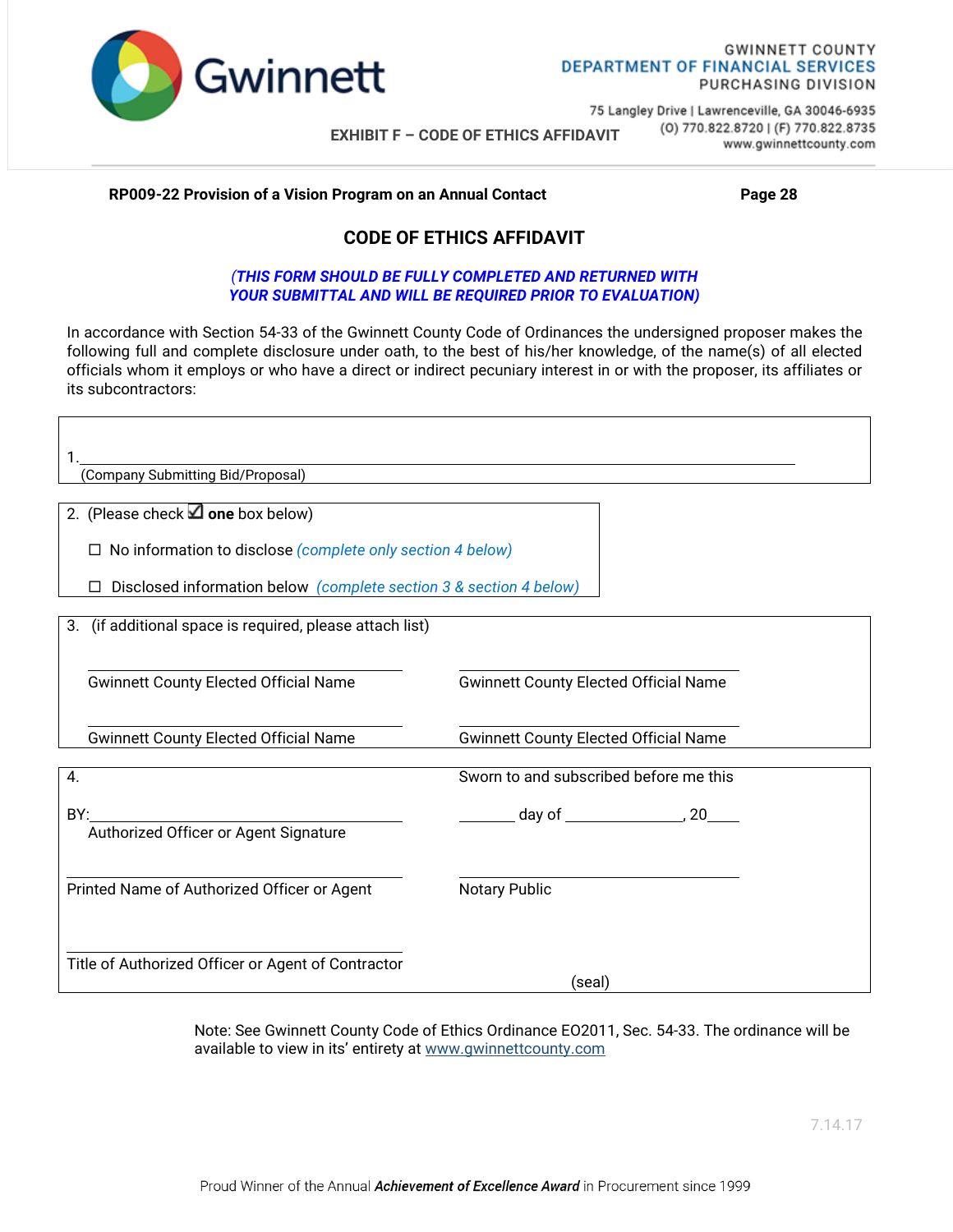GWINNETT COUNTY
DEPARTMENT OF FINANCIAL SERVICES
PURCHASING DIVISION

75 Langley Drive | Lawrenceville, GA 30046-6935
(O) 770.822.8720 | (F) 770.822.8735
www.gwinnettcounty.com

EXHIBIT F – CODE OF ETHICS AFFIDAVIT

**RP009-22 Provision of a Vision Program on an Annual Contact** **Page 28**

## CODE OF ETHICS AFFIDAVIT

***(THIS FORM SHOULD BE FULLY COMPLETED AND RETURNED WITH YOUR SUBMITTAL AND WILL BE REQUIRED PRIOR TO EVALUATION)***

In accordance with Section 54-33 of the Gwinnett County Code of Ordinances the undersigned proposer makes the following full and complete disclosure under oath, to the best of his/her knowledge, of the name(s) of all elected officials whom it employs or who have a direct or indirect pecuniary interest in or with the proposer, its affiliates or its subcontractors:

1. ______________________________________________________________
(Company Submitting Bid/Proposal)

2. (Please check ☑ **one** box below)

☐ No information to disclose *(complete only section 4 below)*

☐ Disclosed information below *(complete section 3 & section 4 below)*

3. (if additional space is required, please attach list)

| | |
|---|---|
| ______________________________ | ______________________________ |
| Gwinnett County Elected Official Name | Gwinnett County Elected Official Name |
| ______________________________ | ______________________________ |
| Gwinnett County Elected Official Name | Gwinnett County Elected Official Name |

4.

BY:______________________________
Authorized Officer or Agent Signature

______________________________
Printed Name of Authorized Officer or Agent

______________________________
Title of Authorized Officer or Agent of Contractor

Sworn to and subscribed before me this

_______ day of _______________, 20____

______________________________
Notary Public

(seal)

Note: See Gwinnett County Code of Ethics Ordinance EO2011, Sec. 54-33. The ordinance will be available to view in its' entirety at www.gwinnettcounty.com

7.14.17

Proud Winner of the Annual ***Achievement of Excellence Award*** in Procurement since 1999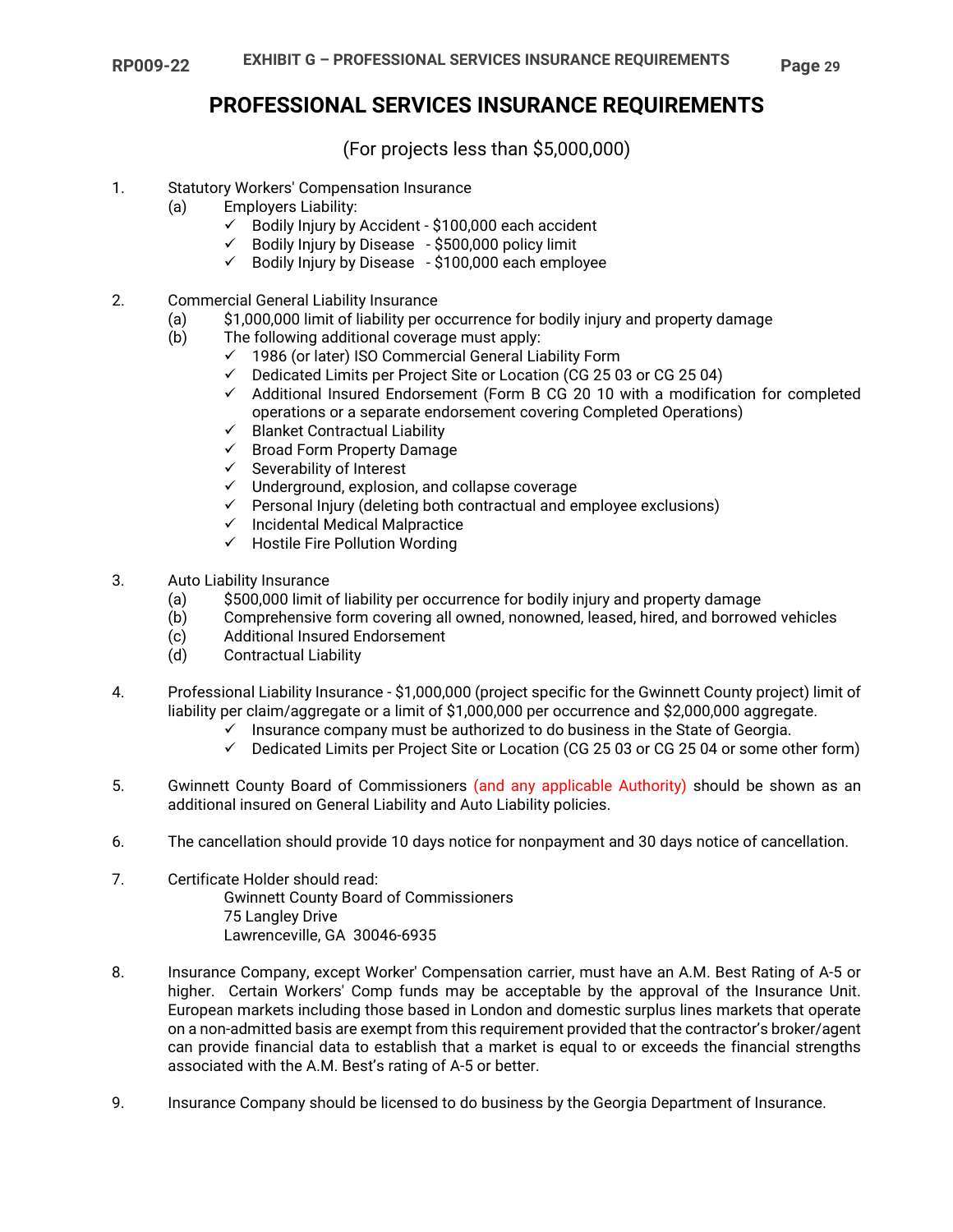# PROFESSIONAL SERVICES INSURANCE REQUIREMENTS

(For projects less than $5,000,000)

1. Statutory Workers' Compensation Insurance
   (a) Employers Liability:
      - ✓ Bodily Injury by Accident - $100,000 each accident
      - ✓ Bodily Injury by Disease - $500,000 policy limit
      - ✓ Bodily Injury by Disease - $100,000 each employee

2. Commercial General Liability Insurance
   (a) $1,000,000 limit of liability per occurrence for bodily injury and property damage
   (b) The following additional coverage must apply:
      - ✓ 1986 (or later) ISO Commercial General Liability Form
      - ✓ Dedicated Limits per Project Site or Location (CG 25 03 or CG 25 04)
      - ✓ Additional Insured Endorsement (Form B CG 20 10 with a modification for completed operations or a separate endorsement covering Completed Operations)
      - ✓ Blanket Contractual Liability
      - ✓ Broad Form Property Damage
      - ✓ Severability of Interest
      - ✓ Underground, explosion, and collapse coverage
      - ✓ Personal Injury (deleting both contractual and employee exclusions)
      - ✓ Incidental Medical Malpractice
      - ✓ Hostile Fire Pollution Wording

3. Auto Liability Insurance
   (a) $500,000 limit of liability per occurrence for bodily injury and property damage
   (b) Comprehensive form covering all owned, nonowned, leased, hired, and borrowed vehicles
   (c) Additional Insured Endorsement
   (d) Contractual Liability

4. Professional Liability Insurance - $1,000,000 (project specific for the Gwinnett County project) limit of liability per claim/aggregate or a limit of $1,000,000 per occurrence and $2,000,000 aggregate.
   - ✓ Insurance company must be authorized to do business in the State of Georgia.
   - ✓ Dedicated Limits per Project Site or Location (CG 25 03 or CG 25 04 or some other form)

5. Gwinnett County Board of Commissioners (and any applicable Authority) should be shown as an additional insured on General Liability and Auto Liability policies.

6. The cancellation should provide 10 days notice for nonpayment and 30 days notice of cancellation.

7. Certificate Holder should read:
   Gwinnett County Board of Commissioners
   75 Langley Drive
   Lawrenceville, GA 30046-6935

8. Insurance Company, except Worker' Compensation carrier, must have an A.M. Best Rating of A-5 or higher. Certain Workers' Comp funds may be acceptable by the approval of the Insurance Unit. European markets including those based in London and domestic surplus lines markets that operate on a non-admitted basis are exempt from this requirement provided that the contractor's broker/agent can provide financial data to establish that a market is equal to or exceeds the financial strengths associated with the A.M. Best's rating of A-5 or better.

9. Insurance Company should be licensed to do business by the Georgia Department of Insurance.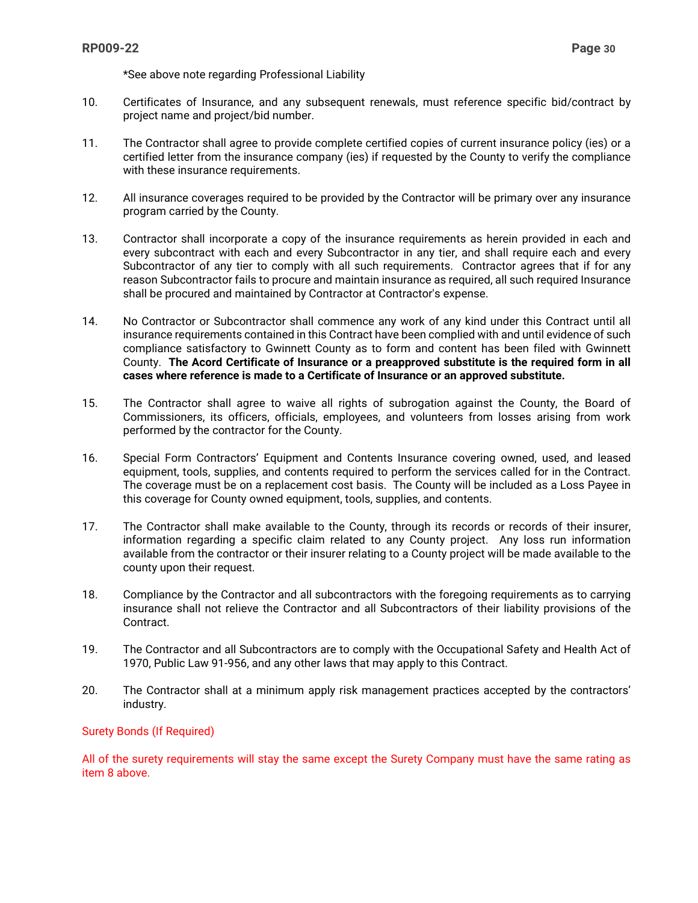*See above note regarding Professional Liability

10. Certificates of Insurance, and any subsequent renewals, must reference specific bid/contract by project name and project/bid number.

11. The Contractor shall agree to provide complete certified copies of current insurance policy (ies) or a certified letter from the insurance company (ies) if requested by the County to verify the compliance with these insurance requirements.

12. All insurance coverages required to be provided by the Contractor will be primary over any insurance program carried by the County.

13. Contractor shall incorporate a copy of the insurance requirements as herein provided in each and every subcontract with each and every Subcontractor in any tier, and shall require each and every Subcontractor of any tier to comply with all such requirements. Contractor agrees that if for any reason Subcontractor fails to procure and maintain insurance as required, all such required Insurance shall be procured and maintained by Contractor at Contractor's expense.

14. No Contractor or Subcontractor shall commence any work of any kind under this Contract until all insurance requirements contained in this Contract have been complied with and until evidence of such compliance satisfactory to Gwinnett County as to form and content has been filed with Gwinnett County. **The Acord Certificate of Insurance or a preapproved substitute is the required form in all cases where reference is made to a Certificate of Insurance or an approved substitute.**

15. The Contractor shall agree to waive all rights of subrogation against the County, the Board of Commissioners, its officers, officials, employees, and volunteers from losses arising from work performed by the contractor for the County.

16. Special Form Contractors' Equipment and Contents Insurance covering owned, used, and leased equipment, tools, supplies, and contents required to perform the services called for in the Contract. The coverage must be on a replacement cost basis. The County will be included as a Loss Payee in this coverage for County owned equipment, tools, supplies, and contents.

17. The Contractor shall make available to the County, through its records or records of their insurer, information regarding a specific claim related to any County project. Any loss run information available from the contractor or their insurer relating to a County project will be made available to the county upon their request.

18. Compliance by the Contractor and all subcontractors with the foregoing requirements as to carrying insurance shall not relieve the Contractor and all Subcontractors of their liability provisions of the Contract.

19. The Contractor and all Subcontractors are to comply with the Occupational Safety and Health Act of 1970, Public Law 91-956, and any other laws that may apply to this Contract.

20. The Contractor shall at a minimum apply risk management practices accepted by the contractors' industry.

Surety Bonds (If Required)

All of the surety requirements will stay the same except the Surety Company must have the same rating as item 8 above.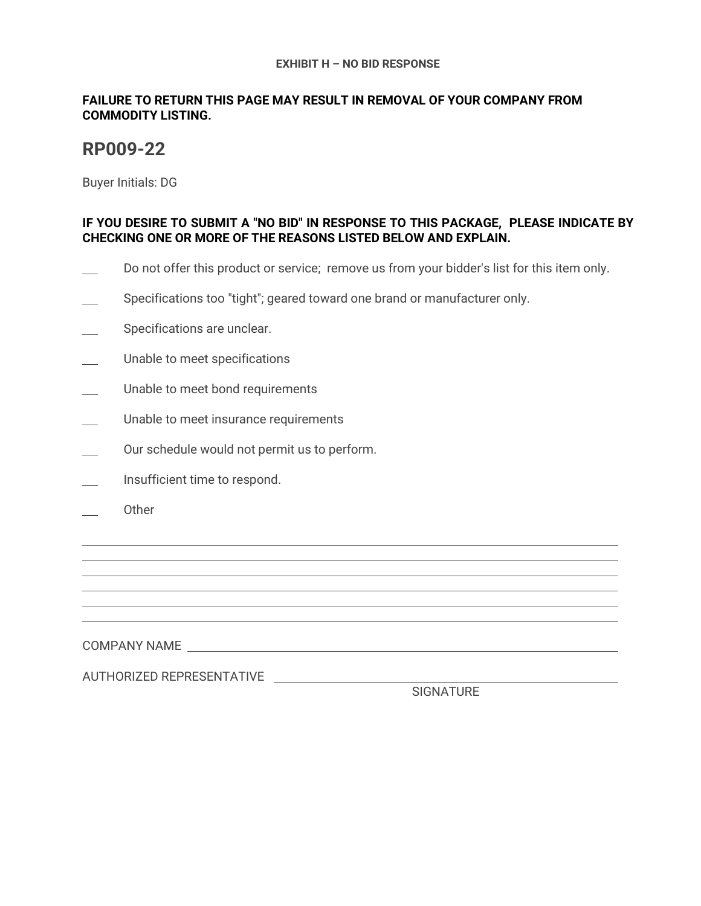**EXHIBIT H – NO BID RESPONSE**

**FAILURE TO RETURN THIS PAGE MAY RESULT IN REMOVAL OF YOUR COMPANY FROM COMMODITY LISTING.**

## RP009-22

Buyer Initials: DG

**IF YOU DESIRE TO SUBMIT A "NO BID" IN RESPONSE TO THIS PACKAGE, PLEASE INDICATE BY CHECKING ONE OR MORE OF THE REASONS LISTED BELOW AND EXPLAIN.**

___ Do not offer this product or service; remove us from your bidder's list for this item only.

___ Specifications too "tight"; geared toward one brand or manufacturer only.

___ Specifications are unclear.

___ Unable to meet specifications

___ Unable to meet bond requirements

___ Unable to meet insurance requirements

___ Our schedule would not permit us to perform.

___ Insufficient time to respond.

___ Other

______________________________________________________________________________

______________________________________________________________________________

______________________________________________________________________________

______________________________________________________________________________

______________________________________________________________________________

______________________________________________________________________________

COMPANY NAME ________________________________________________________________

AUTHORIZED REPRESENTATIVE ____________________________________________________

SIGNATURE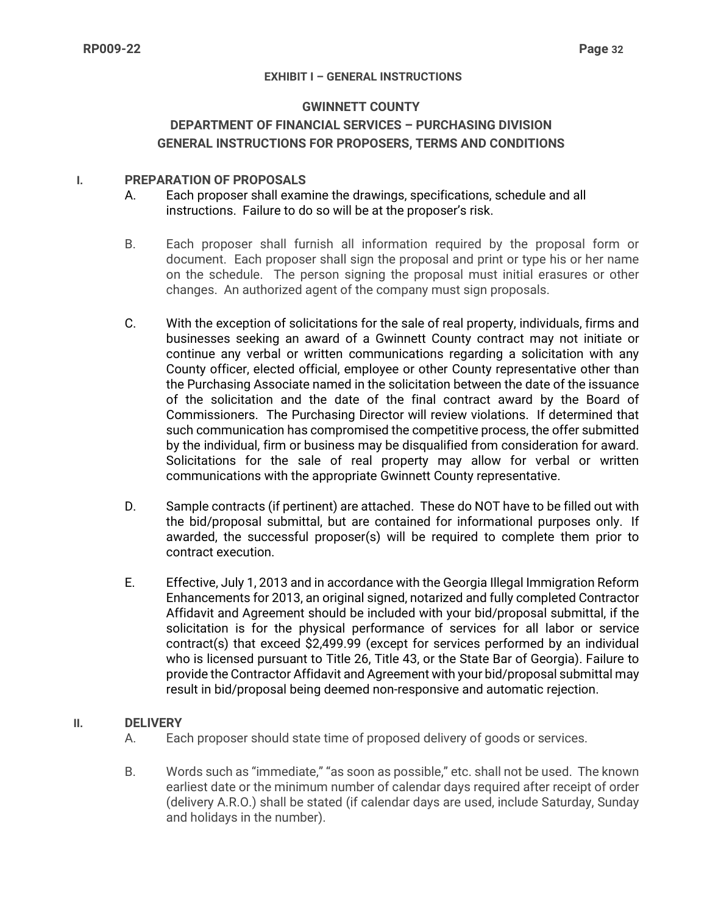**EXHIBIT I – GENERAL INSTRUCTIONS**

# GWINNETT COUNTY

## DEPARTMENT OF FINANCIAL SERVICES – PURCHASING DIVISION
## GENERAL INSTRUCTIONS FOR PROPOSERS, TERMS AND CONDITIONS

### I. PREPARATION OF PROPOSALS

A. Each proposer shall examine the drawings, specifications, schedule and all instructions. Failure to do so will be at the proposer's risk.

B. Each proposer shall furnish all information required by the proposal form or document. Each proposer shall sign the proposal and print or type his or her name on the schedule. The person signing the proposal must initial erasures or other changes. An authorized agent of the company must sign proposals.

C. With the exception of solicitations for the sale of real property, individuals, firms and businesses seeking an award of a Gwinnett County contract may not initiate or continue any verbal or written communications regarding a solicitation with any County officer, elected official, employee or other County representative other than the Purchasing Associate named in the solicitation between the date of the issuance of the solicitation and the date of the final contract award by the Board of Commissioners. The Purchasing Director will review violations. If determined that such communication has compromised the competitive process, the offer submitted by the individual, firm or business may be disqualified from consideration for award. Solicitations for the sale of real property may allow for verbal or written communications with the appropriate Gwinnett County representative.

D. Sample contracts (if pertinent) are attached. These do NOT have to be filled out with the bid/proposal submittal, but are contained for informational purposes only. If awarded, the successful proposer(s) will be required to complete them prior to contract execution.

E. Effective, July 1, 2013 and in accordance with the Georgia Illegal Immigration Reform Enhancements for 2013, an original signed, notarized and fully completed Contractor Affidavit and Agreement should be included with your bid/proposal submittal, if the solicitation is for the physical performance of services for all labor or service contract(s) that exceed $2,499.99 (except for services performed by an individual who is licensed pursuant to Title 26, Title 43, or the State Bar of Georgia). Failure to provide the Contractor Affidavit and Agreement with your bid/proposal submittal may result in bid/proposal being deemed non-responsive and automatic rejection.

### II. DELIVERY

A. Each proposer should state time of proposed delivery of goods or services.

B. Words such as "immediate," "as soon as possible," etc. shall not be used. The known earliest date or the minimum number of calendar days required after receipt of order (delivery A.R.O.) shall be stated (if calendar days are used, include Saturday, Sunday and holidays in the number).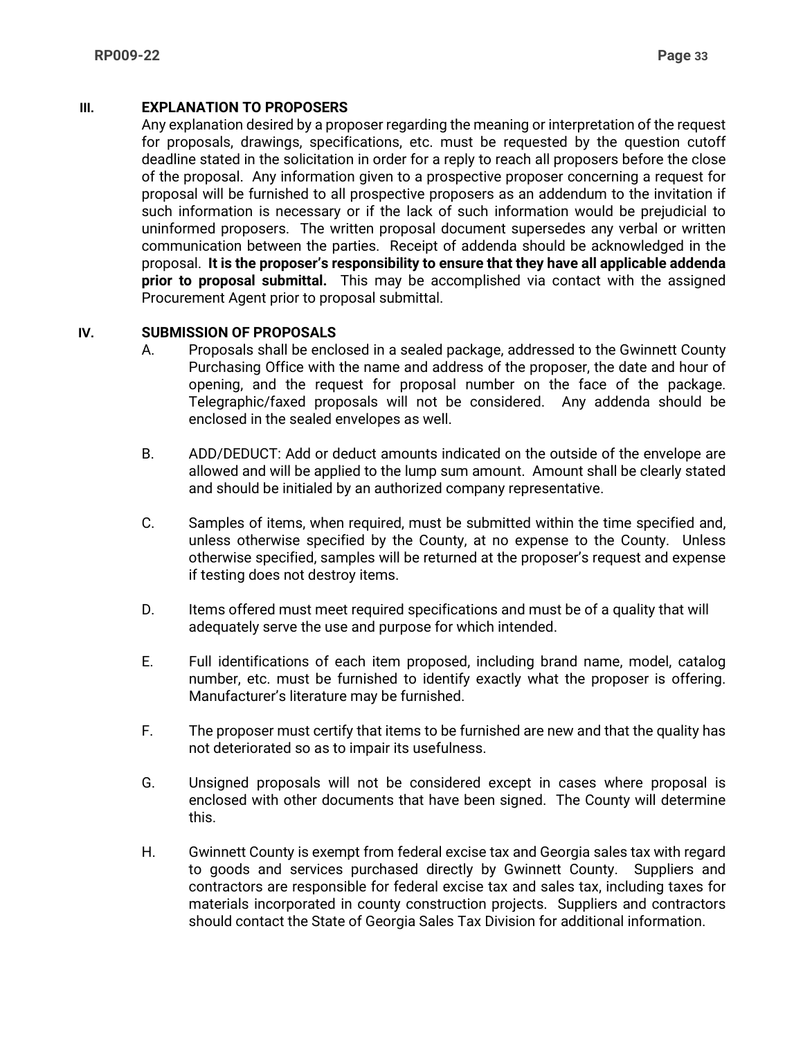## III. EXPLANATION TO PROPOSERS

Any explanation desired by a proposer regarding the meaning or interpretation of the request for proposals, drawings, specifications, etc. must be requested by the question cutoff deadline stated in the solicitation in order for a reply to reach all proposers before the close of the proposal. Any information given to a prospective proposer concerning a request for proposal will be furnished to all prospective proposers as an addendum to the invitation if such information is necessary or if the lack of such information would be prejudicial to uninformed proposers. The written proposal document supersedes any verbal or written communication between the parties. Receipt of addenda should be acknowledged in the proposal. **It is the proposer's responsibility to ensure that they have all applicable addenda prior to proposal submittal.** This may be accomplished via contact with the assigned Procurement Agent prior to proposal submittal.

## IV. SUBMISSION OF PROPOSALS

A. Proposals shall be enclosed in a sealed package, addressed to the Gwinnett County Purchasing Office with the name and address of the proposer, the date and hour of opening, and the request for proposal number on the face of the package. Telegraphic/faxed proposals will not be considered. Any addenda should be enclosed in the sealed envelopes as well.

B. ADD/DEDUCT: Add or deduct amounts indicated on the outside of the envelope are allowed and will be applied to the lump sum amount. Amount shall be clearly stated and should be initialed by an authorized company representative.

C. Samples of items, when required, must be submitted within the time specified and, unless otherwise specified by the County, at no expense to the County. Unless otherwise specified, samples will be returned at the proposer's request and expense if testing does not destroy items.

D. Items offered must meet required specifications and must be of a quality that will adequately serve the use and purpose for which intended.

E. Full identifications of each item proposed, including brand name, model, catalog number, etc. must be furnished to identify exactly what the proposer is offering. Manufacturer's literature may be furnished.

F. The proposer must certify that items to be furnished are new and that the quality has not deteriorated so as to impair its usefulness.

G. Unsigned proposals will not be considered except in cases where proposal is enclosed with other documents that have been signed. The County will determine this.

H. Gwinnett County is exempt from federal excise tax and Georgia sales tax with regard to goods and services purchased directly by Gwinnett County. Suppliers and contractors are responsible for federal excise tax and sales tax, including taxes for materials incorporated in county construction projects. Suppliers and contractors should contact the State of Georgia Sales Tax Division for additional information.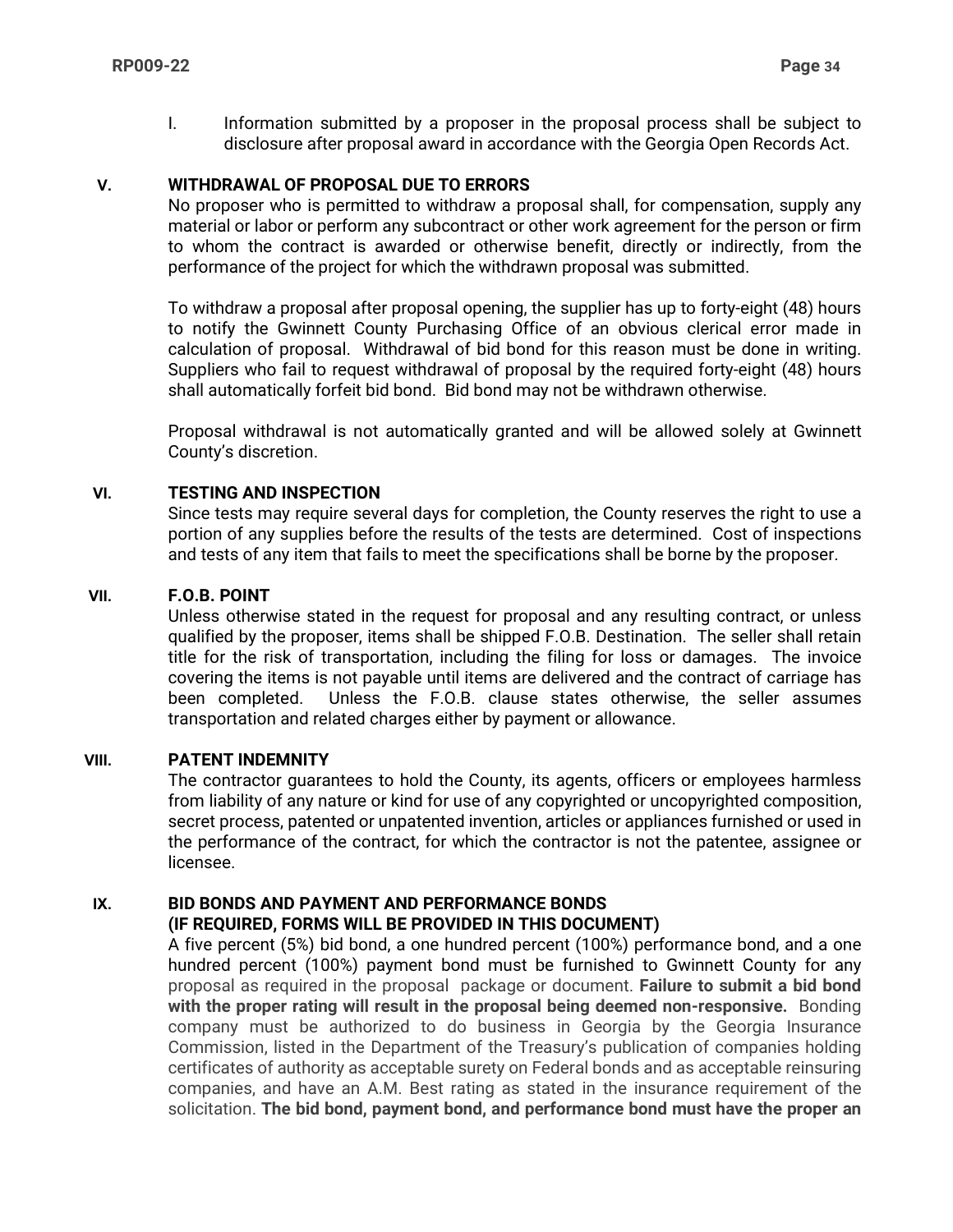I. Information submitted by a proposer in the proposal process shall be subject to disclosure after proposal award in accordance with the Georgia Open Records Act.

## V. WITHDRAWAL OF PROPOSAL DUE TO ERRORS

No proposer who is permitted to withdraw a proposal shall, for compensation, supply any material or labor or perform any subcontract or other work agreement for the person or firm to whom the contract is awarded or otherwise benefit, directly or indirectly, from the performance of the project for which the withdrawn proposal was submitted.

To withdraw a proposal after proposal opening, the supplier has up to forty-eight (48) hours to notify the Gwinnett County Purchasing Office of an obvious clerical error made in calculation of proposal. Withdrawal of bid bond for this reason must be done in writing. Suppliers who fail to request withdrawal of proposal by the required forty-eight (48) hours shall automatically forfeit bid bond. Bid bond may not be withdrawn otherwise.

Proposal withdrawal is not automatically granted and will be allowed solely at Gwinnett County's discretion.

## VI. TESTING AND INSPECTION

Since tests may require several days for completion, the County reserves the right to use a portion of any supplies before the results of the tests are determined. Cost of inspections and tests of any item that fails to meet the specifications shall be borne by the proposer.

## VII. F.O.B. POINT

Unless otherwise stated in the request for proposal and any resulting contract, or unless qualified by the proposer, items shall be shipped F.O.B. Destination. The seller shall retain title for the risk of transportation, including the filing for loss or damages. The invoice covering the items is not payable until items are delivered and the contract of carriage has been completed. Unless the F.O.B. clause states otherwise, the seller assumes transportation and related charges either by payment or allowance.

## VIII. PATENT INDEMNITY

The contractor guarantees to hold the County, its agents, officers or employees harmless from liability of any nature or kind for use of any copyrighted or uncopyrighted composition, secret process, patented or unpatented invention, articles or appliances furnished or used in the performance of the contract, for which the contractor is not the patentee, assignee or licensee.

## IX. BID BONDS AND PAYMENT AND PERFORMANCE BONDS (IF REQUIRED, FORMS WILL BE PROVIDED IN THIS DOCUMENT)

A five percent (5%) bid bond, a one hundred percent (100%) performance bond, and a one hundred percent (100%) payment bond must be furnished to Gwinnett County for any proposal as required in the proposal package or document. **Failure to submit a bid bond with the proper rating will result in the proposal being deemed non-responsive.** Bonding company must be authorized to do business in Georgia by the Georgia Insurance Commission, listed in the Department of the Treasury's publication of companies holding certificates of authority as acceptable surety on Federal bonds and as acceptable reinsuring companies, and have an A.M. Best rating as stated in the insurance requirement of the solicitation. **The bid bond, payment bond, and performance bond must have the proper an**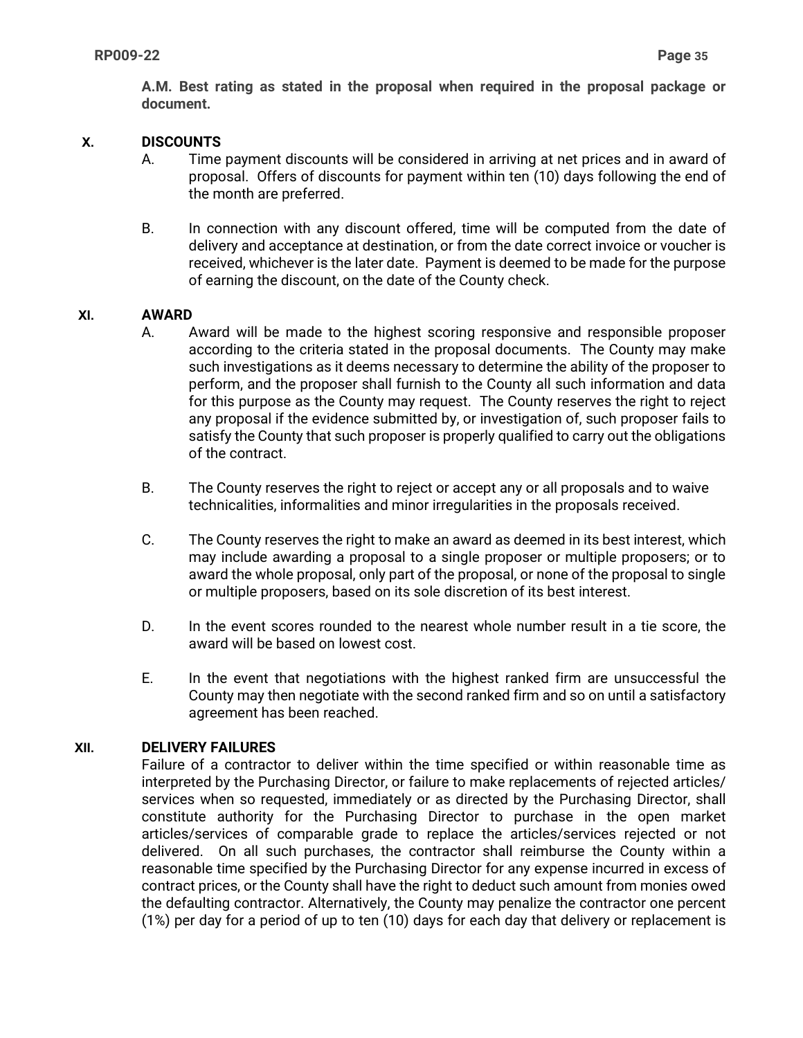**A.M. Best rating as stated in the proposal when required in the proposal package or document.**

## X. DISCOUNTS

A. Time payment discounts will be considered in arriving at net prices and in award of proposal. Offers of discounts for payment within ten (10) days following the end of the month are preferred.

B. In connection with any discount offered, time will be computed from the date of delivery and acceptance at destination, or from the date correct invoice or voucher is received, whichever is the later date. Payment is deemed to be made for the purpose of earning the discount, on the date of the County check.

## XI. AWARD

A. Award will be made to the highest scoring responsive and responsible proposer according to the criteria stated in the proposal documents. The County may make such investigations as it deems necessary to determine the ability of the proposer to perform, and the proposer shall furnish to the County all such information and data for this purpose as the County may request. The County reserves the right to reject any proposal if the evidence submitted by, or investigation of, such proposer fails to satisfy the County that such proposer is properly qualified to carry out the obligations of the contract.

B. The County reserves the right to reject or accept any or all proposals and to waive technicalities, informalities and minor irregularities in the proposals received.

C. The County reserves the right to make an award as deemed in its best interest, which may include awarding a proposal to a single proposer or multiple proposers; or to award the whole proposal, only part of the proposal, or none of the proposal to single or multiple proposers, based on its sole discretion of its best interest.

D. In the event scores rounded to the nearest whole number result in a tie score, the award will be based on lowest cost.

E. In the event that negotiations with the highest ranked firm are unsuccessful the County may then negotiate with the second ranked firm and so on until a satisfactory agreement has been reached.

## XII. DELIVERY FAILURES

Failure of a contractor to deliver within the time specified or within reasonable time as interpreted by the Purchasing Director, or failure to make replacements of rejected articles/ services when so requested, immediately or as directed by the Purchasing Director, shall constitute authority for the Purchasing Director to purchase in the open market articles/services of comparable grade to replace the articles/services rejected or not delivered. On all such purchases, the contractor shall reimburse the County within a reasonable time specified by the Purchasing Director for any expense incurred in excess of contract prices, or the County shall have the right to deduct such amount from monies owed the defaulting contractor. Alternatively, the County may penalize the contractor one percent (1%) per day for a period of up to ten (10) days for each day that delivery or replacement is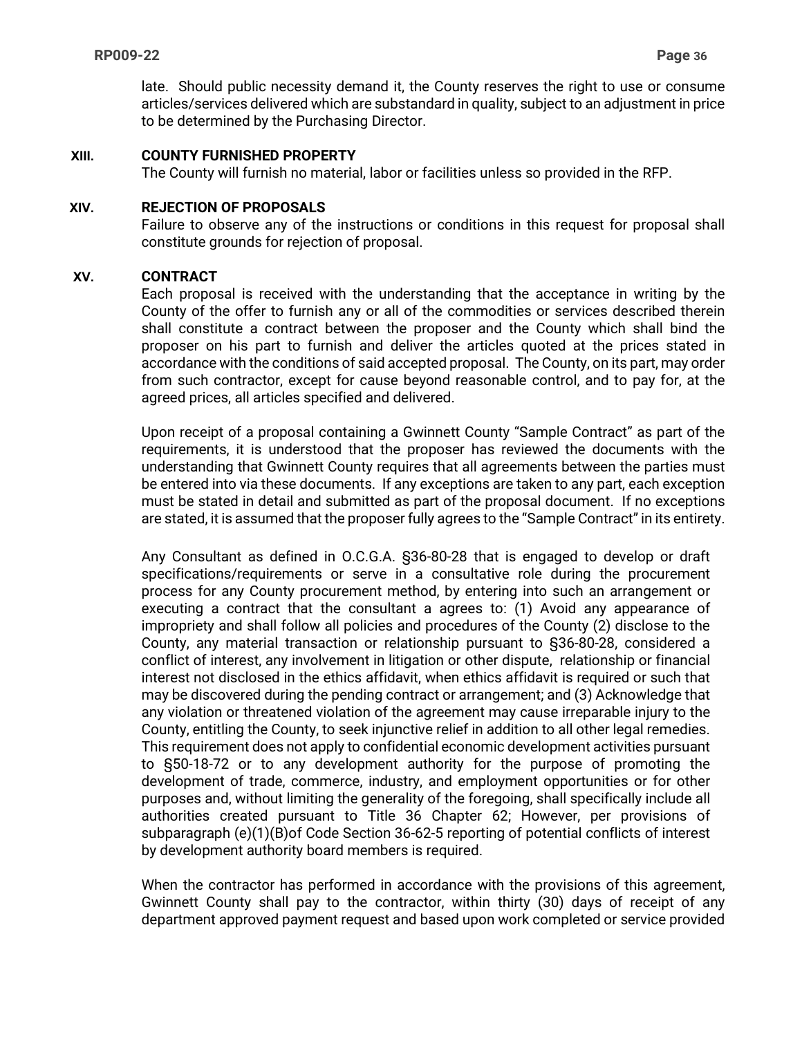late. Should public necessity demand it, the County reserves the right to use or consume articles/services delivered which are substandard in quality, subject to an adjustment in price to be determined by the Purchasing Director.

## XIII. COUNTY FURNISHED PROPERTY

The County will furnish no material, labor or facilities unless so provided in the RFP.

## XIV. REJECTION OF PROPOSALS

Failure to observe any of the instructions or conditions in this request for proposal shall constitute grounds for rejection of proposal.

## XV. CONTRACT

Each proposal is received with the understanding that the acceptance in writing by the County of the offer to furnish any or all of the commodities or services described therein shall constitute a contract between the proposer and the County which shall bind the proposer on his part to furnish and deliver the articles quoted at the prices stated in accordance with the conditions of said accepted proposal. The County, on its part, may order from such contractor, except for cause beyond reasonable control, and to pay for, at the agreed prices, all articles specified and delivered.

Upon receipt of a proposal containing a Gwinnett County "Sample Contract" as part of the requirements, it is understood that the proposer has reviewed the documents with the understanding that Gwinnett County requires that all agreements between the parties must be entered into via these documents. If any exceptions are taken to any part, each exception must be stated in detail and submitted as part of the proposal document. If no exceptions are stated, it is assumed that the proposer fully agrees to the "Sample Contract" in its entirety.

Any Consultant as defined in O.C.G.A. §36-80-28 that is engaged to develop or draft specifications/requirements or serve in a consultative role during the procurement process for any County procurement method, by entering into such an arrangement or executing a contract that the consultant a agrees to: (1) Avoid any appearance of impropriety and shall follow all policies and procedures of the County (2) disclose to the County, any material transaction or relationship pursuant to §36-80-28, considered a conflict of interest, any involvement in litigation or other dispute, relationship or financial interest not disclosed in the ethics affidavit, when ethics affidavit is required or such that may be discovered during the pending contract or arrangement; and (3) Acknowledge that any violation or threatened violation of the agreement may cause irreparable injury to the County, entitling the County, to seek injunctive relief in addition to all other legal remedies. This requirement does not apply to confidential economic development activities pursuant to §50-18-72 or to any development authority for the purpose of promoting the development of trade, commerce, industry, and employment opportunities or for other purposes and, without limiting the generality of the foregoing, shall specifically include all authorities created pursuant to Title 36 Chapter 62; However, per provisions of subparagraph (e)(1)(B)of Code Section 36-62-5 reporting of potential conflicts of interest by development authority board members is required.

When the contractor has performed in accordance with the provisions of this agreement, Gwinnett County shall pay to the contractor, within thirty (30) days of receipt of any department approved payment request and based upon work completed or service provided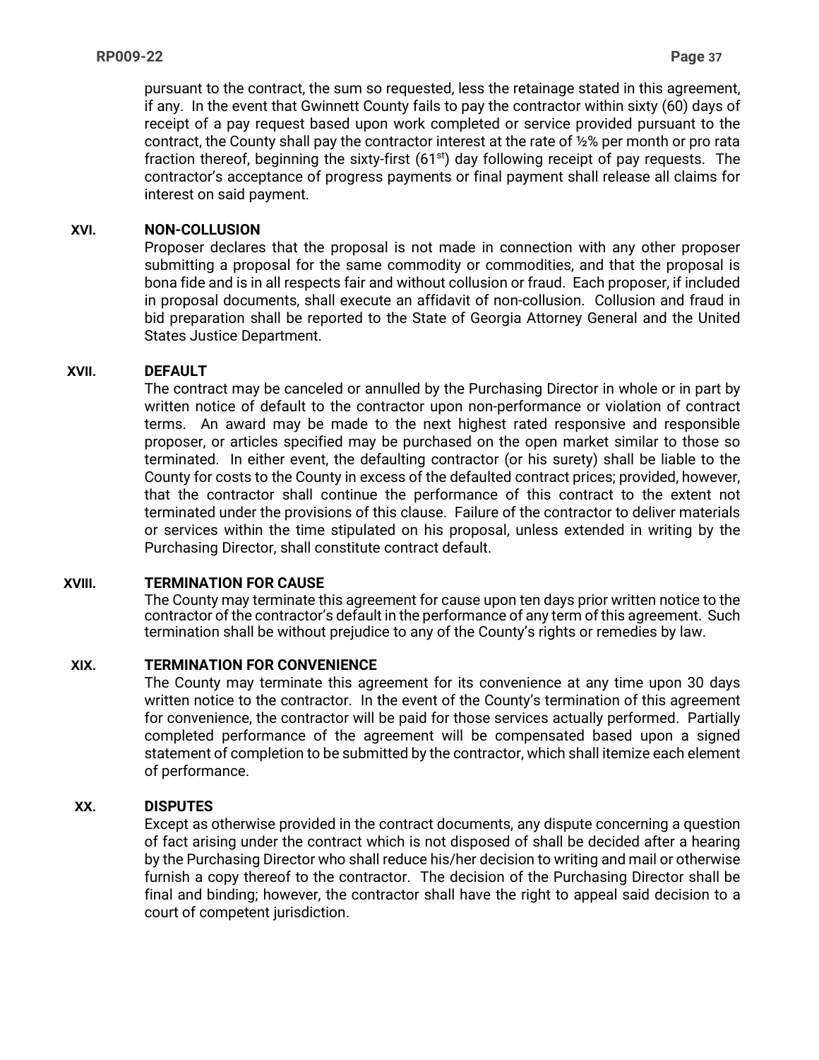pursuant to the contract, the sum so requested, less the retainage stated in this agreement, if any. In the event that Gwinnett County fails to pay the contractor within sixty (60) days of receipt of a pay request based upon work completed or service provided pursuant to the contract, the County shall pay the contractor interest at the rate of ½% per month or pro rata fraction thereof, beginning the sixty-first (61st) day following receipt of pay requests. The contractor's acceptance of progress payments or final payment shall release all claims for interest on said payment.

### XVI. NON-COLLUSION

Proposer declares that the proposal is not made in connection with any other proposer submitting a proposal for the same commodity or commodities, and that the proposal is bona fide and is in all respects fair and without collusion or fraud. Each proposer, if included in proposal documents, shall execute an affidavit of non-collusion. Collusion and fraud in bid preparation shall be reported to the State of Georgia Attorney General and the United States Justice Department.

### XVII. DEFAULT

The contract may be canceled or annulled by the Purchasing Director in whole or in part by written notice of default to the contractor upon non-performance or violation of contract terms. An award may be made to the next highest rated responsive and responsible proposer, or articles specified may be purchased on the open market similar to those so terminated. In either event, the defaulting contractor (or his surety) shall be liable to the County for costs to the County in excess of the defaulted contract prices; provided, however, that the contractor shall continue the performance of this contract to the extent not terminated under the provisions of this clause. Failure of the contractor to deliver materials or services within the time stipulated on his proposal, unless extended in writing by the Purchasing Director, shall constitute contract default.

### XVIII. TERMINATION FOR CAUSE

The County may terminate this agreement for cause upon ten days prior written notice to the contractor of the contractor's default in the performance of any term of this agreement. Such termination shall be without prejudice to any of the County's rights or remedies by law.

### XIX. TERMINATION FOR CONVENIENCE

The County may terminate this agreement for its convenience at any time upon 30 days written notice to the contractor. In the event of the County's termination of this agreement for convenience, the contractor will be paid for those services actually performed. Partially completed performance of the agreement will be compensated based upon a signed statement of completion to be submitted by the contractor, which shall itemize each element of performance.

### XX. DISPUTES

Except as otherwise provided in the contract documents, any dispute concerning a question of fact arising under the contract which is not disposed of shall be decided after a hearing by the Purchasing Director who shall reduce his/her decision to writing and mail or otherwise furnish a copy thereof to the contractor. The decision of the Purchasing Director shall be final and binding; however, the contractor shall have the right to appeal said decision to a court of competent jurisdiction.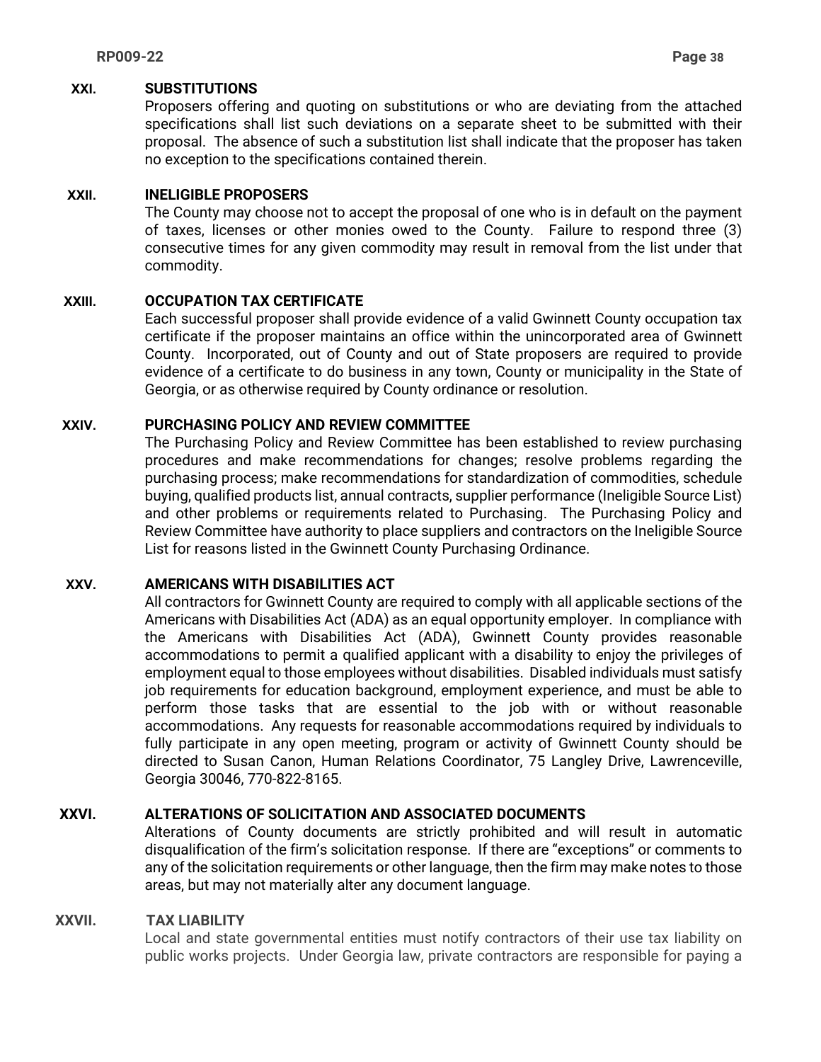## XXI. SUBSTITUTIONS

Proposers offering and quoting on substitutions or who are deviating from the attached specifications shall list such deviations on a separate sheet to be submitted with their proposal. The absence of such a substitution list shall indicate that the proposer has taken no exception to the specifications contained therein.

## XXII. INELIGIBLE PROPOSERS

The County may choose not to accept the proposal of one who is in default on the payment of taxes, licenses or other monies owed to the County. Failure to respond three (3) consecutive times for any given commodity may result in removal from the list under that commodity.

## XXIII. OCCUPATION TAX CERTIFICATE

Each successful proposer shall provide evidence of a valid Gwinnett County occupation tax certificate if the proposer maintains an office within the unincorporated area of Gwinnett County. Incorporated, out of County and out of State proposers are required to provide evidence of a certificate to do business in any town, County or municipality in the State of Georgia, or as otherwise required by County ordinance or resolution.

## XXIV. PURCHASING POLICY AND REVIEW COMMITTEE

The Purchasing Policy and Review Committee has been established to review purchasing procedures and make recommendations for changes; resolve problems regarding the purchasing process; make recommendations for standardization of commodities, schedule buying, qualified products list, annual contracts, supplier performance (Ineligible Source List) and other problems or requirements related to Purchasing. The Purchasing Policy and Review Committee have authority to place suppliers and contractors on the Ineligible Source List for reasons listed in the Gwinnett County Purchasing Ordinance.

## XXV. AMERICANS WITH DISABILITIES ACT

All contractors for Gwinnett County are required to comply with all applicable sections of the Americans with Disabilities Act (ADA) as an equal opportunity employer. In compliance with the Americans with Disabilities Act (ADA), Gwinnett County provides reasonable accommodations to permit a qualified applicant with a disability to enjoy the privileges of employment equal to those employees without disabilities. Disabled individuals must satisfy job requirements for education background, employment experience, and must be able to perform those tasks that are essential to the job with or without reasonable accommodations. Any requests for reasonable accommodations required by individuals to fully participate in any open meeting, program or activity of Gwinnett County should be directed to Susan Canon, Human Relations Coordinator, 75 Langley Drive, Lawrenceville, Georgia 30046, 770-822-8165.

## XXVI. ALTERATIONS OF SOLICITATION AND ASSOCIATED DOCUMENTS

Alterations of County documents are strictly prohibited and will result in automatic disqualification of the firm's solicitation response. If there are "exceptions" or comments to any of the solicitation requirements or other language, then the firm may make notes to those areas, but may not materially alter any document language.

## XXVII. TAX LIABILITY

Local and state governmental entities must notify contractors of their use tax liability on public works projects. Under Georgia law, private contractors are responsible for paying a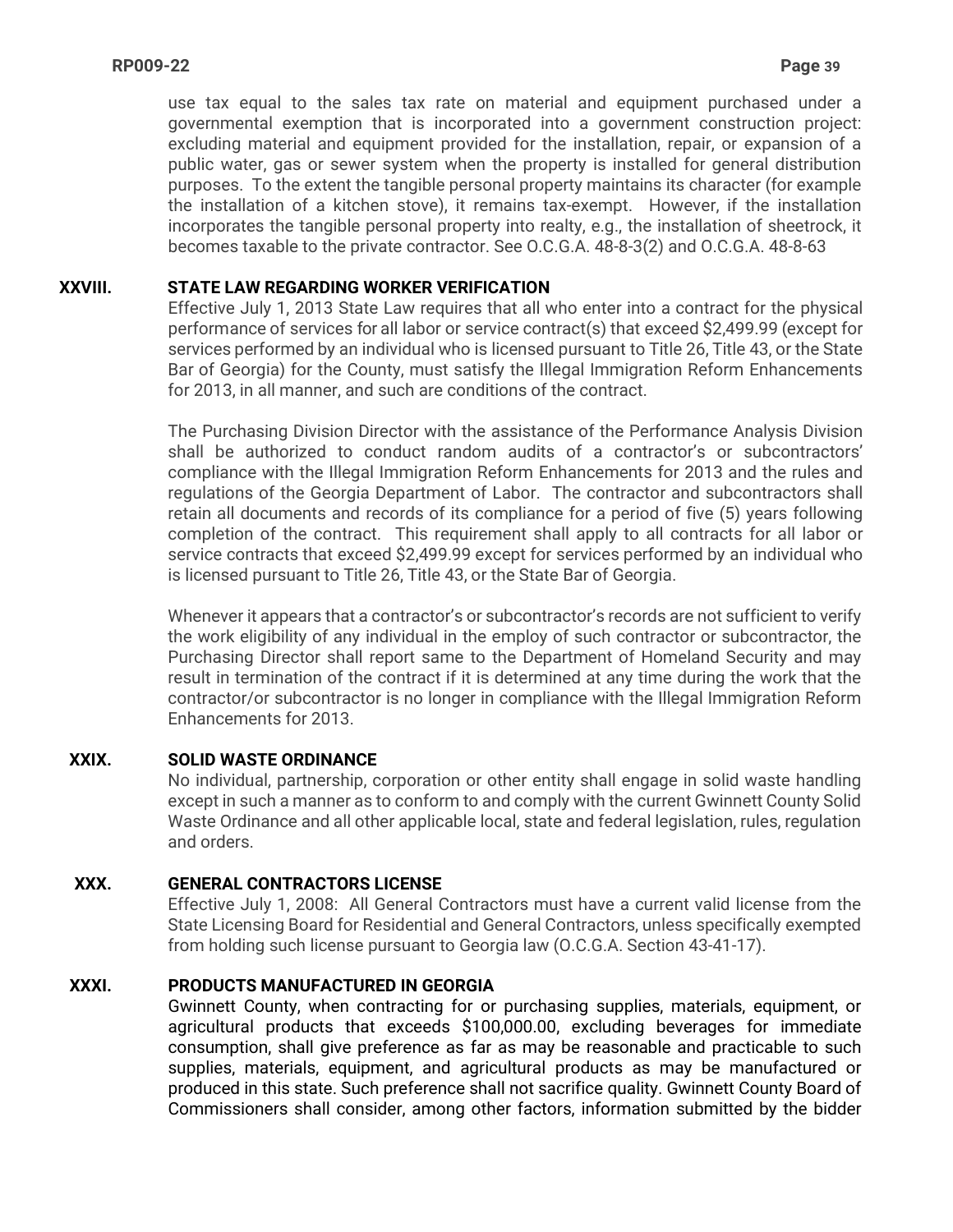use tax equal to the sales tax rate on material and equipment purchased under a governmental exemption that is incorporated into a government construction project: excluding material and equipment provided for the installation, repair, or expansion of a public water, gas or sewer system when the property is installed for general distribution purposes. To the extent the tangible personal property maintains its character (for example the installation of a kitchen stove), it remains tax-exempt. However, if the installation incorporates the tangible personal property into realty, e.g., the installation of sheetrock, it becomes taxable to the private contractor. See O.C.G.A. 48-8-3(2) and O.C.G.A. 48-8-63

## XXVIII. STATE LAW REGARDING WORKER VERIFICATION

Effective July 1, 2013 State Law requires that all who enter into a contract for the physical performance of services for all labor or service contract(s) that exceed $2,499.99 (except for services performed by an individual who is licensed pursuant to Title 26, Title 43, or the State Bar of Georgia) for the County, must satisfy the Illegal Immigration Reform Enhancements for 2013, in all manner, and such are conditions of the contract.

The Purchasing Division Director with the assistance of the Performance Analysis Division shall be authorized to conduct random audits of a contractor's or subcontractors' compliance with the Illegal Immigration Reform Enhancements for 2013 and the rules and regulations of the Georgia Department of Labor. The contractor and subcontractors shall retain all documents and records of its compliance for a period of five (5) years following completion of the contract. This requirement shall apply to all contracts for all labor or service contracts that exceed $2,499.99 except for services performed by an individual who is licensed pursuant to Title 26, Title 43, or the State Bar of Georgia.

Whenever it appears that a contractor's or subcontractor's records are not sufficient to verify the work eligibility of any individual in the employ of such contractor or subcontractor, the Purchasing Director shall report same to the Department of Homeland Security and may result in termination of the contract if it is determined at any time during the work that the contractor/or subcontractor is no longer in compliance with the Illegal Immigration Reform Enhancements for 2013.

## XXIX. SOLID WASTE ORDINANCE

No individual, partnership, corporation or other entity shall engage in solid waste handling except in such a manner as to conform to and comply with the current Gwinnett County Solid Waste Ordinance and all other applicable local, state and federal legislation, rules, regulation and orders.

## XXX. GENERAL CONTRACTORS LICENSE

Effective July 1, 2008: All General Contractors must have a current valid license from the State Licensing Board for Residential and General Contractors, unless specifically exempted from holding such license pursuant to Georgia law (O.C.G.A. Section 43-41-17).

## XXXI. PRODUCTS MANUFACTURED IN GEORGIA

Gwinnett County, when contracting for or purchasing supplies, materials, equipment, or agricultural products that exceeds $100,000.00, excluding beverages for immediate consumption, shall give preference as far as may be reasonable and practicable to such supplies, materials, equipment, and agricultural products as may be manufactured or produced in this state. Such preference shall not sacrifice quality. Gwinnett County Board of Commissioners shall consider, among other factors, information submitted by the bidder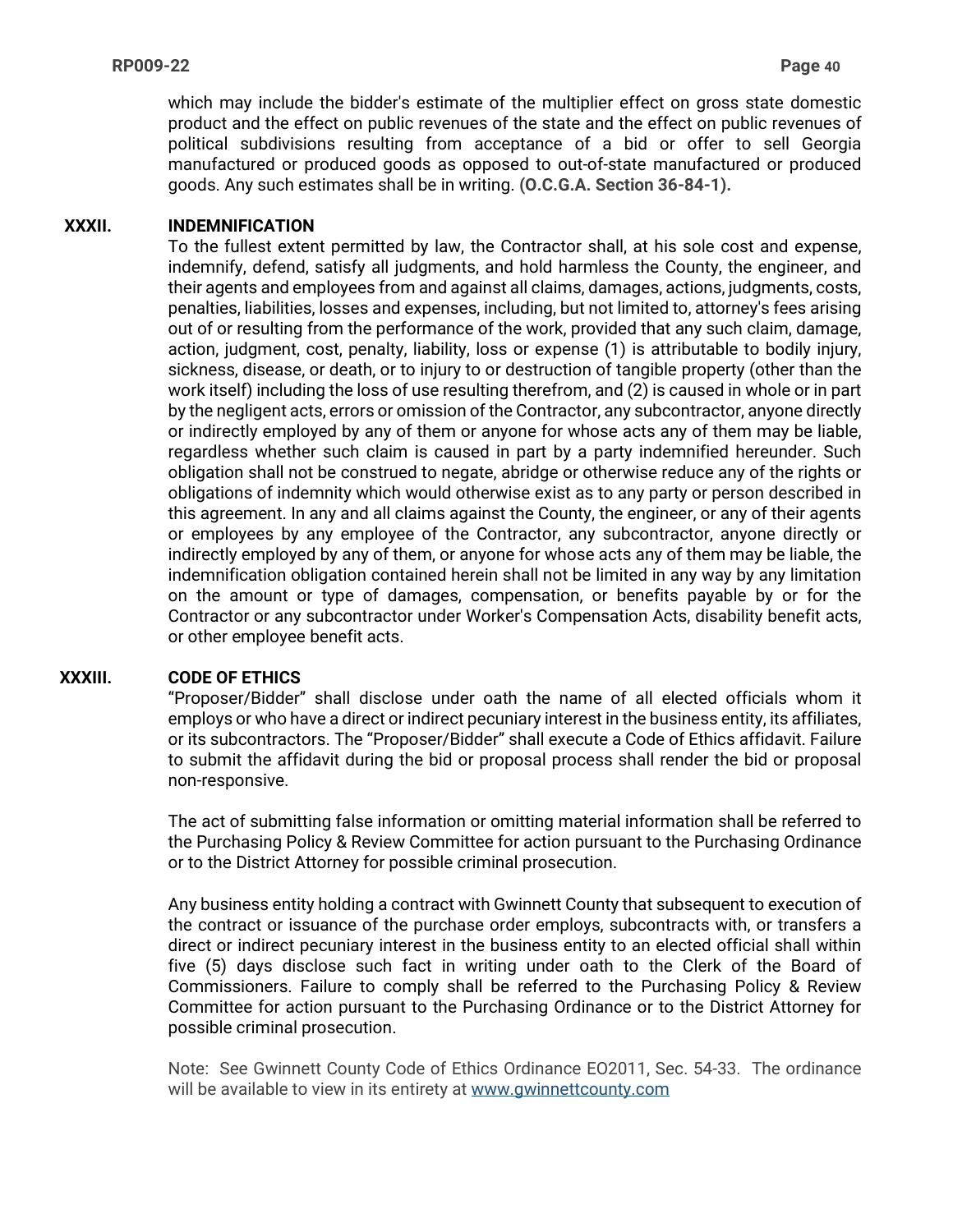which may include the bidder's estimate of the multiplier effect on gross state domestic product and the effect on public revenues of the state and the effect on public revenues of political subdivisions resulting from acceptance of a bid or offer to sell Georgia manufactured or produced goods as opposed to out-of-state manufactured or produced goods. Any such estimates shall be in writing. **(O.C.G.A. Section 36-84-1).**

## XXXII. INDEMNIFICATION

To the fullest extent permitted by law, the Contractor shall, at his sole cost and expense, indemnify, defend, satisfy all judgments, and hold harmless the County, the engineer, and their agents and employees from and against all claims, damages, actions, judgments, costs, penalties, liabilities, losses and expenses, including, but not limited to, attorney's fees arising out of or resulting from the performance of the work, provided that any such claim, damage, action, judgment, cost, penalty, liability, loss or expense (1) is attributable to bodily injury, sickness, disease, or death, or to injury to or destruction of tangible property (other than the work itself) including the loss of use resulting therefrom, and (2) is caused in whole or in part by the negligent acts, errors or omission of the Contractor, any subcontractor, anyone directly or indirectly employed by any of them or anyone for whose acts any of them may be liable, regardless whether such claim is caused in part by a party indemnified hereunder. Such obligation shall not be construed to negate, abridge or otherwise reduce any of the rights or obligations of indemnity which would otherwise exist as to any party or person described in this agreement. In any and all claims against the County, the engineer, or any of their agents or employees by any employee of the Contractor, any subcontractor, anyone directly or indirectly employed by any of them, or anyone for whose acts any of them may be liable, the indemnification obligation contained herein shall not be limited in any way by any limitation on the amount or type of damages, compensation, or benefits payable by or for the Contractor or any subcontractor under Worker's Compensation Acts, disability benefit acts, or other employee benefit acts.

## XXXIII. CODE OF ETHICS

"Proposer/Bidder" shall disclose under oath the name of all elected officials whom it employs or who have a direct or indirect pecuniary interest in the business entity, its affiliates, or its subcontractors. The "Proposer/Bidder" shall execute a Code of Ethics affidavit. Failure to submit the affidavit during the bid or proposal process shall render the bid or proposal non-responsive.

The act of submitting false information or omitting material information shall be referred to the Purchasing Policy & Review Committee for action pursuant to the Purchasing Ordinance or to the District Attorney for possible criminal prosecution.

Any business entity holding a contract with Gwinnett County that subsequent to execution of the contract or issuance of the purchase order employs, subcontracts with, or transfers a direct or indirect pecuniary interest in the business entity to an elected official shall within five (5) days disclose such fact in writing under oath to the Clerk of the Board of Commissioners. Failure to comply shall be referred to the Purchasing Policy & Review Committee for action pursuant to the Purchasing Ordinance or to the District Attorney for possible criminal prosecution.

Note: See Gwinnett County Code of Ethics Ordinance EO2011, Sec. 54-33. The ordinance will be available to view in its entirety at [www.gwinnettcounty.com](http://www.gwinnettcounty.com)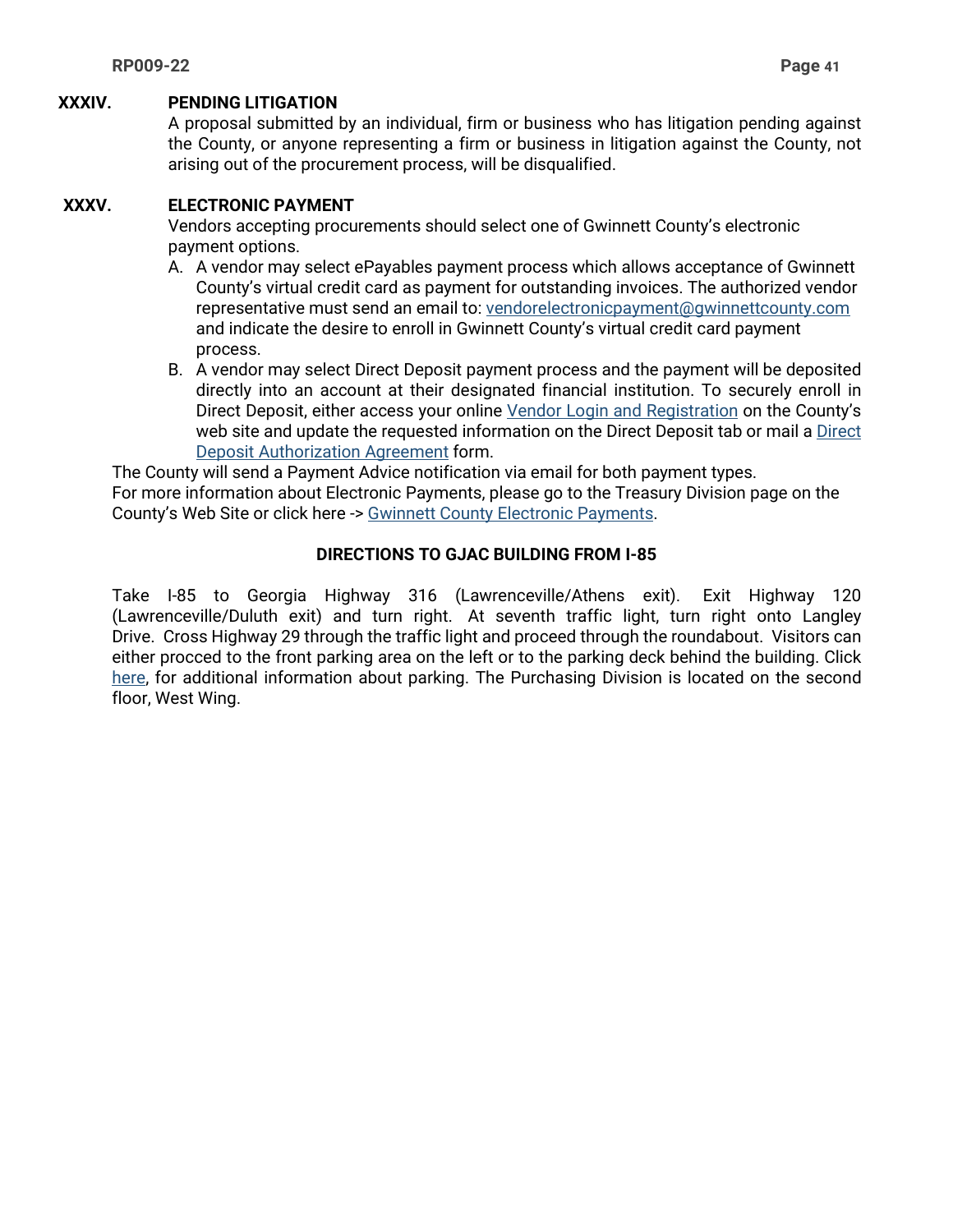## XXXIV. PENDING LITIGATION

A proposal submitted by an individual, firm or business who has litigation pending against the County, or anyone representing a firm or business in litigation against the County, not arising out of the procurement process, will be disqualified.

## XXXV. ELECTRONIC PAYMENT

Vendors accepting procurements should select one of Gwinnett County's electronic payment options.

A. A vendor may select ePayables payment process which allows acceptance of Gwinnett County's virtual credit card as payment for outstanding invoices. The authorized vendor representative must send an email to: vendorelectronicpayment@gwinnettcounty.com and indicate the desire to enroll in Gwinnett County's virtual credit card payment process.

B. A vendor may select Direct Deposit payment process and the payment will be deposited directly into an account at their designated financial institution. To securely enroll in Direct Deposit, either access your online Vendor Login and Registration on the County's web site and update the requested information on the Direct Deposit tab or mail a Direct Deposit Authorization Agreement form.

The County will send a Payment Advice notification via email for both payment types.
For more information about Electronic Payments, please go to the Treasury Division page on the County's Web Site or click here -> Gwinnett County Electronic Payments.

### DIRECTIONS TO GJAC BUILDING FROM I-85

Take I-85 to Georgia Highway 316 (Lawrenceville/Athens exit). Exit Highway 120 (Lawrenceville/Duluth exit) and turn right. At seventh traffic light, turn right onto Langley Drive. Cross Highway 29 through the traffic light and proceed through the roundabout. Visitors can either procced to the front parking area on the left or to the parking deck behind the building. Click here, for additional information about parking. The Purchasing Division is located on the second floor, West Wing.